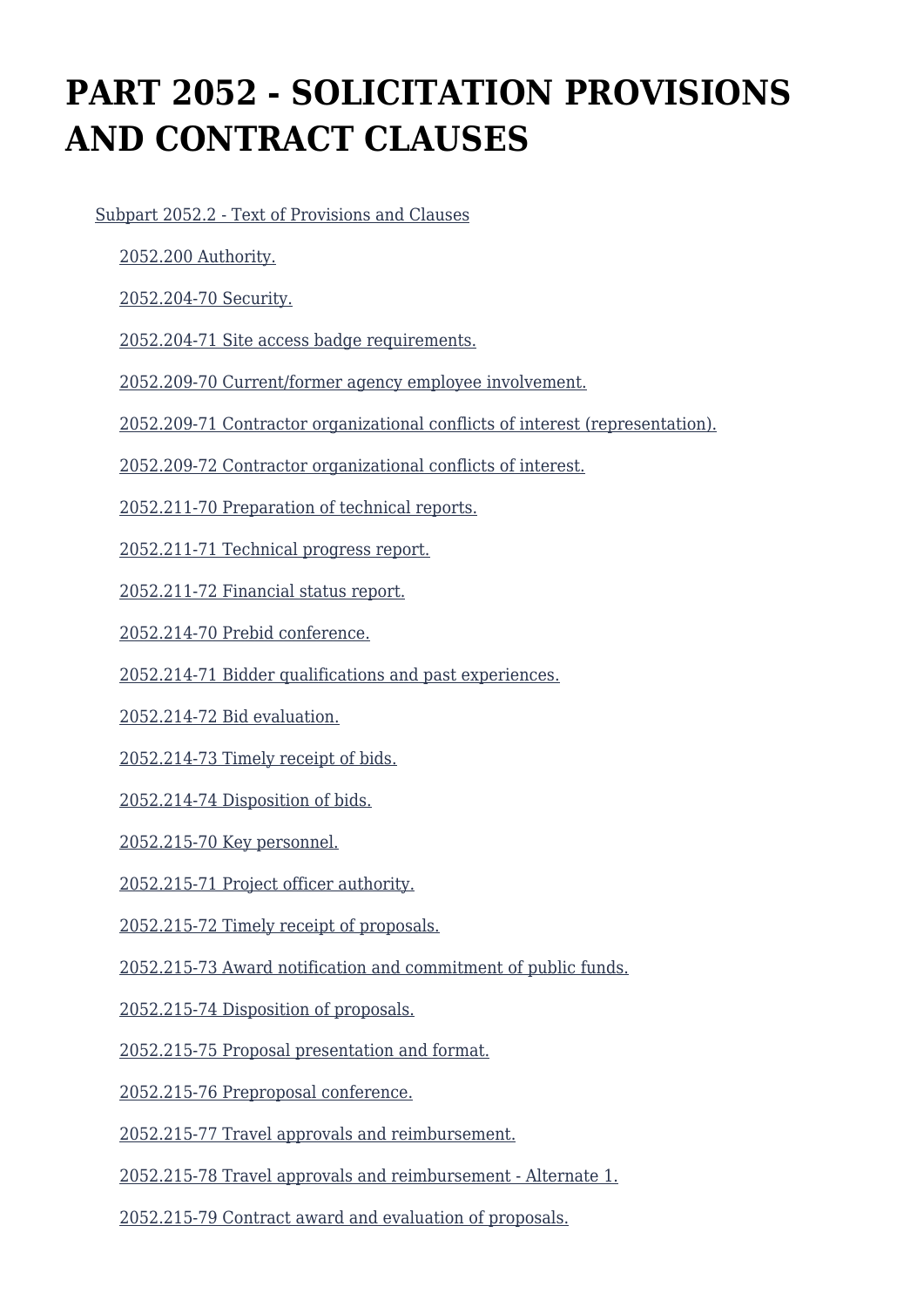# PART 2052 - SOLICITATION PROVISIONS AND CONTRACT CLAUSES

Subpart 2052.2 - Text of Provisions and Clauses

- 2052.200 Authority.
- 2052.204-70 Security.
- 2052.204-71 Site access badge requirements.
- 2052.209-70 Current/former agency employee involvement.
- 2052.209-71 Contractor organizational conflicts of interest (representation).
- 2052.209-72 Contractor organizational conflicts of interest.
- 2052.211-70 Preparation of technical reports.
- 2052.211-71 Technical progress report.
- 2052.211-72 Financial status report.
- 2052.214-70 Prebid conference.
- 2052.214-71 Bidder qualifications and past experiences.
- 2052.214-72 Bid evaluation.
- 2052.214-73 Timely receipt of bids.
- 2052.214-74 Disposition of bids.
- 2052.215-70 Key personnel.
- 2052.215-71 Project officer authority.
- 2052.215-72 Timely receipt of proposals.
- 2052.215-73 Award notification and commitment of public funds.
- 2052.215-74 Disposition of proposals.
- 2052.215-75 Proposal presentation and format.
- 2052.215-76 Preproposal conference.
- 2052.215-77 Travel approvals and reimbursement.
- 2052.215-78 Travel approvals and reimbursement - Alternate 1.
- 2052.215-79 Contract award and evaluation of proposals.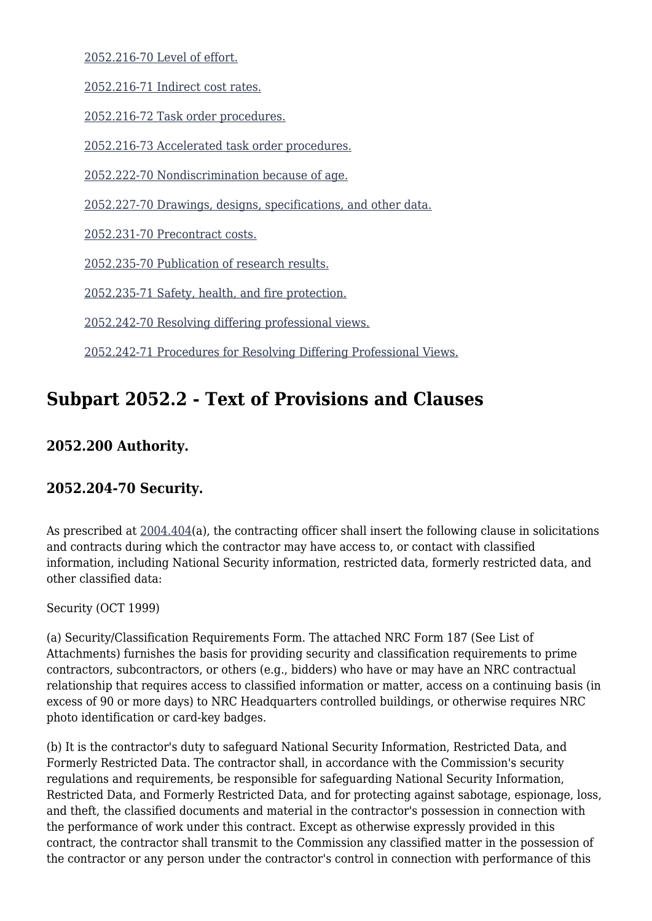[2052.216-70 Level of effort.](#)

[2052.216-71 Indirect cost rates.](#)

[2052.216-72 Task order procedures.](#)

[2052.216-73 Accelerated task order procedures.](#)

[2052.222-70 Nondiscrimination because of age.](#)

[2052.227-70 Drawings, designs, specifications, and other data.](#)

[2052.231-70 Precontract costs.](#)

[2052.235-70 Publication of research results.](#)

[2052.235-71 Safety, health, and fire protection.](#)

[2052.242-70 Resolving differing professional views.](#)

[2052.242-71 Procedures for Resolving Differing Professional Views.](#)

## Subpart 2052.2 - Text of Provisions and Clauses

### 2052.200 Authority.

### 2052.204-70 Security.

As prescribed at 2004.404(a), the contracting officer shall insert the following clause in solicitations and contracts during which the contractor may have access to, or contact with classified information, including National Security information, restricted data, formerly restricted data, and other classified data:

Security (OCT 1999)

(a) Security/Classification Requirements Form. The attached NRC Form 187 (See List of Attachments) furnishes the basis for providing security and classification requirements to prime contractors, subcontractors, or others (e.g., bidders) who have or may have an NRC contractual relationship that requires access to classified information or matter, access on a continuing basis (in excess of 90 or more days) to NRC Headquarters controlled buildings, or otherwise requires NRC photo identification or card-key badges.

(b) It is the contractor's duty to safeguard National Security Information, Restricted Data, and Formerly Restricted Data. The contractor shall, in accordance with the Commission's security regulations and requirements, be responsible for safeguarding National Security Information, Restricted Data, and Formerly Restricted Data, and for protecting against sabotage, espionage, loss, and theft, the classified documents and material in the contractor's possession in connection with the performance of work under this contract. Except as otherwise expressly provided in this contract, the contractor shall transmit to the Commission any classified matter in the possession of the contractor or any person under the contractor's control in connection with performance of this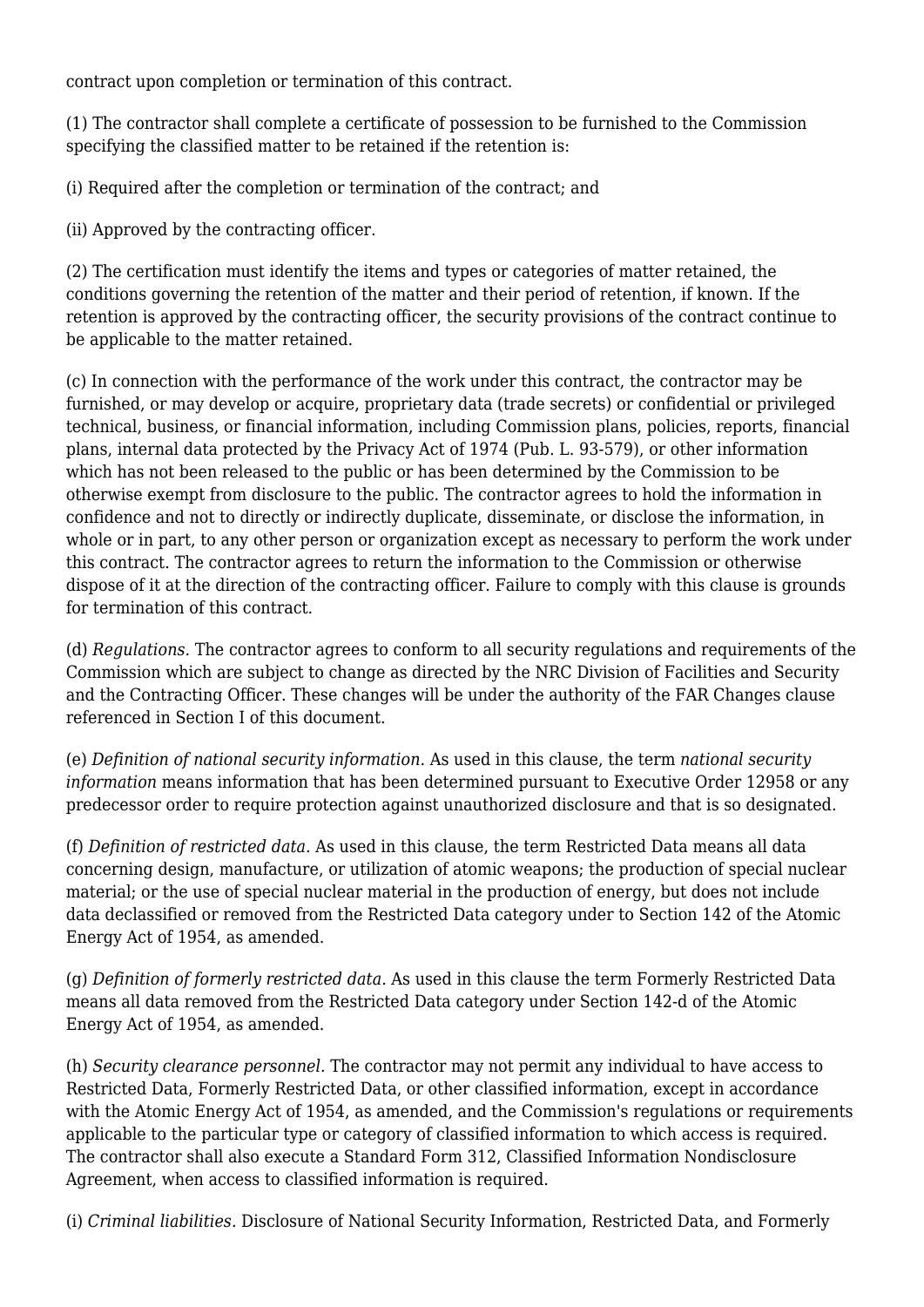contract upon completion or termination of this contract.

(1) The contractor shall complete a certificate of possession to be furnished to the Commission specifying the classified matter to be retained if the retention is:

(i) Required after the completion or termination of the contract; and

(ii) Approved by the contracting officer.

(2) The certification must identify the items and types or categories of matter retained, the conditions governing the retention of the matter and their period of retention, if known. If the retention is approved by the contracting officer, the security provisions of the contract continue to be applicable to the matter retained.

(c) In connection with the performance of the work under this contract, the contractor may be furnished, or may develop or acquire, proprietary data (trade secrets) or confidential or privileged technical, business, or financial information, including Commission plans, policies, reports, financial plans, internal data protected by the Privacy Act of 1974 (Pub. L. 93-579), or other information which has not been released to the public or has been determined by the Commission to be otherwise exempt from disclosure to the public. The contractor agrees to hold the information in confidence and not to directly or indirectly duplicate, disseminate, or disclose the information, in whole or in part, to any other person or organization except as necessary to perform the work under this contract. The contractor agrees to return the information to the Commission or otherwise dispose of it at the direction of the contracting officer. Failure to comply with this clause is grounds for termination of this contract.

(d) *Regulations.* The contractor agrees to conform to all security regulations and requirements of the Commission which are subject to change as directed by the NRC Division of Facilities and Security and the Contracting Officer. These changes will be under the authority of the FAR Changes clause referenced in Section I of this document.

(e) *Definition of national security information.* As used in this clause, the term *national security information* means information that has been determined pursuant to Executive Order 12958 or any predecessor order to require protection against unauthorized disclosure and that is so designated.

(f) *Definition of restricted data.* As used in this clause, the term Restricted Data means all data concerning design, manufacture, or utilization of atomic weapons; the production of special nuclear material; or the use of special nuclear material in the production of energy, but does not include data declassified or removed from the Restricted Data category under to Section 142 of the Atomic Energy Act of 1954, as amended.

(g) *Definition of formerly restricted data.* As used in this clause the term Formerly Restricted Data means all data removed from the Restricted Data category under Section 142-d of the Atomic Energy Act of 1954, as amended.

(h) *Security clearance personnel.* The contractor may not permit any individual to have access to Restricted Data, Formerly Restricted Data, or other classified information, except in accordance with the Atomic Energy Act of 1954, as amended, and the Commission's regulations or requirements applicable to the particular type or category of classified information to which access is required. The contractor shall also execute a Standard Form 312, Classified Information Nondisclosure Agreement, when access to classified information is required.

(i) *Criminal liabilities.* Disclosure of National Security Information, Restricted Data, and Formerly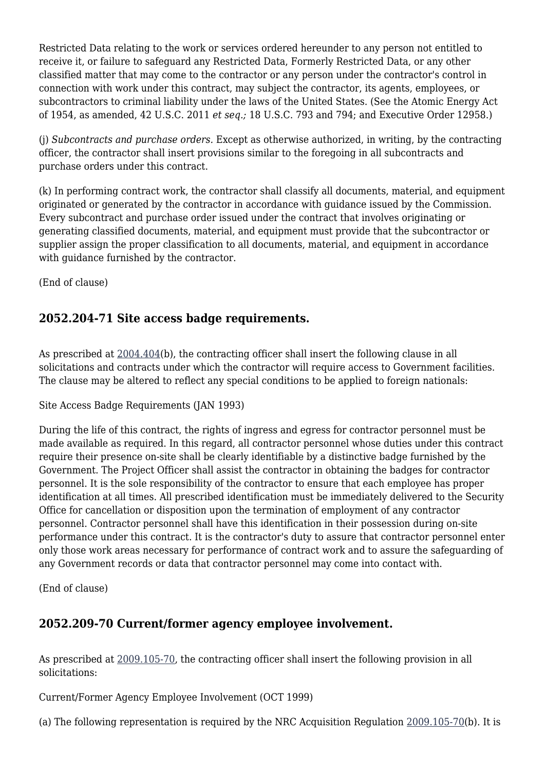Restricted Data relating to the work or services ordered hereunder to any person not entitled to receive it, or failure to safeguard any Restricted Data, Formerly Restricted Data, or any other classified matter that may come to the contractor or any person under the contractor's control in connection with work under this contract, may subject the contractor, its agents, employees, or subcontractors to criminal liability under the laws of the United States. (See the Atomic Energy Act of 1954, as amended, 42 U.S.C. 2011 *et seq.;* 18 U.S.C. 793 and 794; and Executive Order 12958.)

(j) *Subcontracts and purchase orders.* Except as otherwise authorized, in writing, by the contracting officer, the contractor shall insert provisions similar to the foregoing in all subcontracts and purchase orders under this contract.

(k) In performing contract work, the contractor shall classify all documents, material, and equipment originated or generated by the contractor in accordance with guidance issued by the Commission. Every subcontract and purchase order issued under the contract that involves originating or generating classified documents, material, and equipment must provide that the subcontractor or supplier assign the proper classification to all documents, material, and equipment in accordance with guidance furnished by the contractor.

(End of clause)

## 2052.204-71 Site access badge requirements.

As prescribed at 2004.404(b), the contracting officer shall insert the following clause in all solicitations and contracts under which the contractor will require access to Government facilities. The clause may be altered to reflect any special conditions to be applied to foreign nationals:

Site Access Badge Requirements (JAN 1993)

During the life of this contract, the rights of ingress and egress for contractor personnel must be made available as required. In this regard, all contractor personnel whose duties under this contract require their presence on-site shall be clearly identifiable by a distinctive badge furnished by the Government. The Project Officer shall assist the contractor in obtaining the badges for contractor personnel. It is the sole responsibility of the contractor to ensure that each employee has proper identification at all times. All prescribed identification must be immediately delivered to the Security Office for cancellation or disposition upon the termination of employment of any contractor personnel. Contractor personnel shall have this identification in their possession during on-site performance under this contract. It is the contractor's duty to assure that contractor personnel enter only those work areas necessary for performance of contract work and to assure the safeguarding of any Government records or data that contractor personnel may come into contact with.

(End of clause)

## 2052.209-70 Current/former agency employee involvement.

As prescribed at 2009.105-70, the contracting officer shall insert the following provision in all solicitations:

Current/Former Agency Employee Involvement (OCT 1999)

(a) The following representation is required by the NRC Acquisition Regulation 2009.105-70(b). It is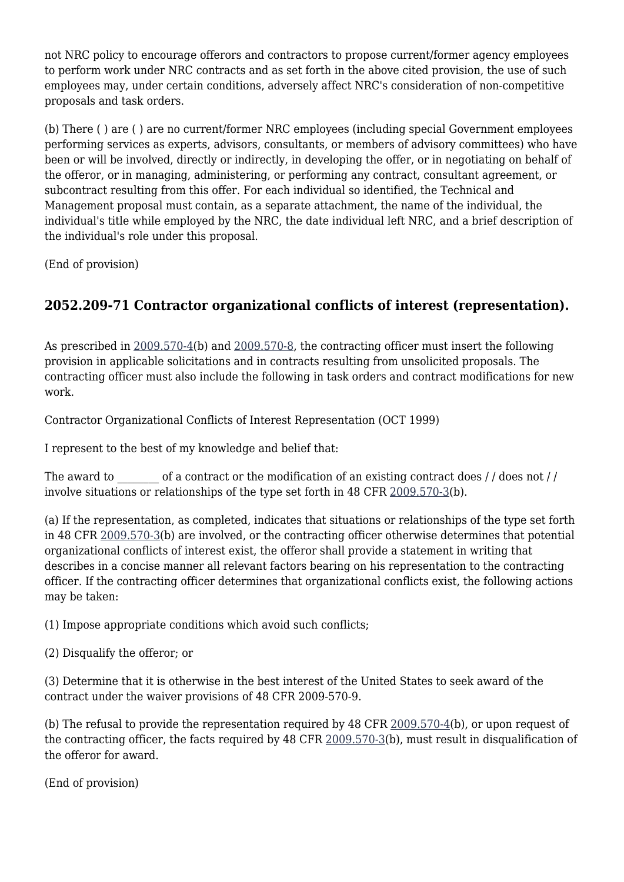not NRC policy to encourage offerors and contractors to propose current/former agency employees to perform work under NRC contracts and as set forth in the above cited provision, the use of such employees may, under certain conditions, adversely affect NRC's consideration of non-competitive proposals and task orders.

(b) There ( ) are ( ) are no current/former NRC employees (including special Government employees performing services as experts, advisors, consultants, or members of advisory committees) who have been or will be involved, directly or indirectly, in developing the offer, or in negotiating on behalf of the offeror, or in managing, administering, or performing any contract, consultant agreement, or subcontract resulting from this offer. For each individual so identified, the Technical and Management proposal must contain, as a separate attachment, the name of the individual, the individual's title while employed by the NRC, the date individual left NRC, and a brief description of the individual's role under this proposal.

(End of provision)

## 2052.209-71 Contractor organizational conflicts of interest (representation).

As prescribed in 2009.570-4(b) and 2009.570-8, the contracting officer must insert the following provision in applicable solicitations and in contracts resulting from unsolicited proposals. The contracting officer must also include the following in task orders and contract modifications for new work.

Contractor Organizational Conflicts of Interest Representation (OCT 1999)

I represent to the best of my knowledge and belief that:

The award to ________ of a contract or the modification of an existing contract does / / does not / / involve situations or relationships of the type set forth in 48 CFR 2009.570-3(b).

(a) If the representation, as completed, indicates that situations or relationships of the type set forth in 48 CFR 2009.570-3(b) are involved, or the contracting officer otherwise determines that potential organizational conflicts of interest exist, the offeror shall provide a statement in writing that describes in a concise manner all relevant factors bearing on his representation to the contracting officer. If the contracting officer determines that organizational conflicts exist, the following actions may be taken:

(1) Impose appropriate conditions which avoid such conflicts;

(2) Disqualify the offeror; or

(3) Determine that it is otherwise in the best interest of the United States to seek award of the contract under the waiver provisions of 48 CFR 2009-570-9.

(b) The refusal to provide the representation required by 48 CFR 2009.570-4(b), or upon request of the contracting officer, the facts required by 48 CFR 2009.570-3(b), must result in disqualification of the offeror for award.

(End of provision)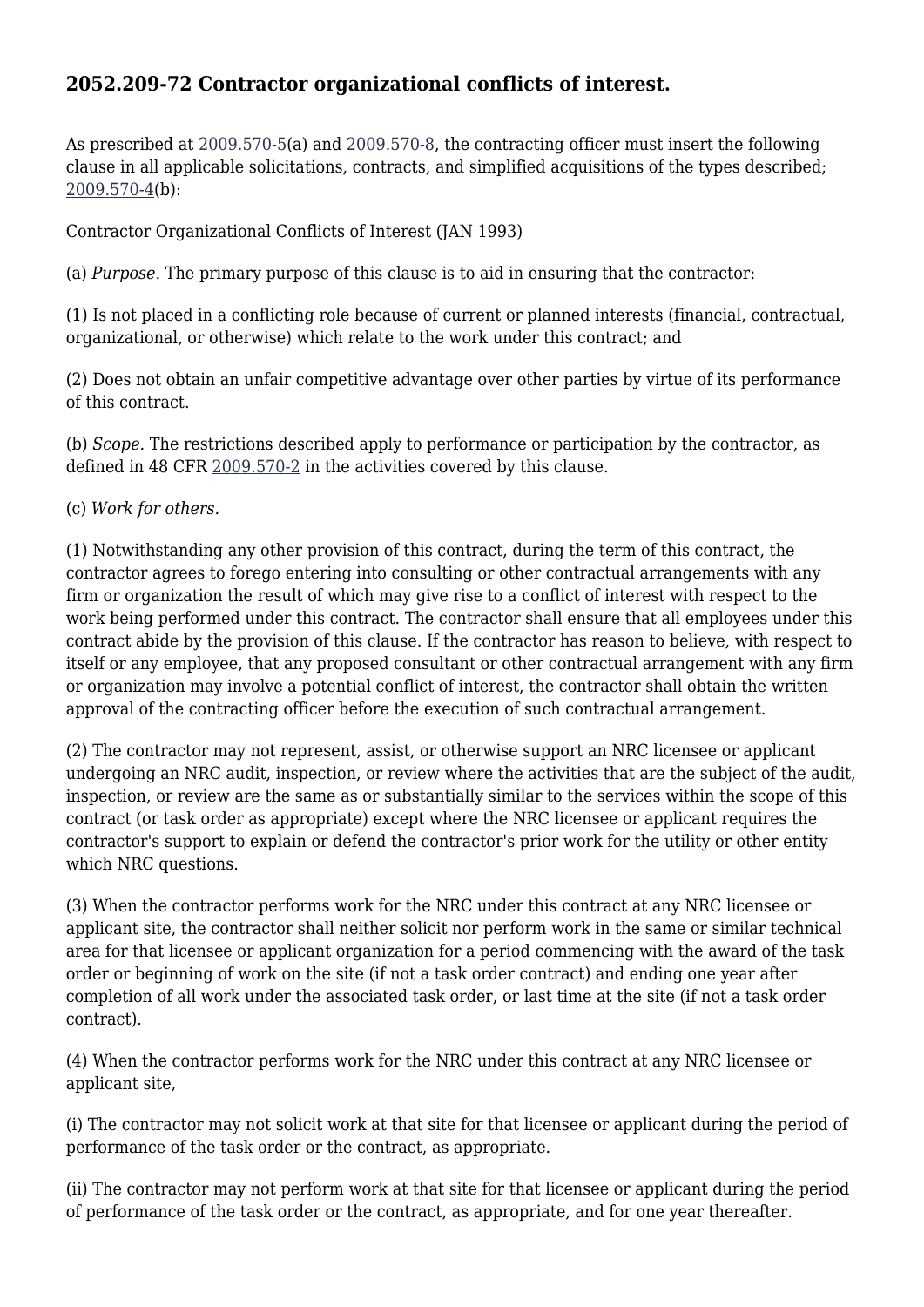## 2052.209-72 Contractor organizational conflicts of interest.

As prescribed at 2009.570-5(a) and 2009.570-8, the contracting officer must insert the following clause in all applicable solicitations, contracts, and simplified acquisitions of the types described; 2009.570-4(b):

Contractor Organizational Conflicts of Interest (JAN 1993)

(a) *Purpose.* The primary purpose of this clause is to aid in ensuring that the contractor:

(1) Is not placed in a conflicting role because of current or planned interests (financial, contractual, organizational, or otherwise) which relate to the work under this contract; and

(2) Does not obtain an unfair competitive advantage over other parties by virtue of its performance of this contract.

(b) *Scope.* The restrictions described apply to performance or participation by the contractor, as defined in 48 CFR 2009.570-2 in the activities covered by this clause.

(c) *Work for others.*

(1) Notwithstanding any other provision of this contract, during the term of this contract, the contractor agrees to forego entering into consulting or other contractual arrangements with any firm or organization the result of which may give rise to a conflict of interest with respect to the work being performed under this contract. The contractor shall ensure that all employees under this contract abide by the provision of this clause. If the contractor has reason to believe, with respect to itself or any employee, that any proposed consultant or other contractual arrangement with any firm or organization may involve a potential conflict of interest, the contractor shall obtain the written approval of the contracting officer before the execution of such contractual arrangement.

(2) The contractor may not represent, assist, or otherwise support an NRC licensee or applicant undergoing an NRC audit, inspection, or review where the activities that are the subject of the audit, inspection, or review are the same as or substantially similar to the services within the scope of this contract (or task order as appropriate) except where the NRC licensee or applicant requires the contractor's support to explain or defend the contractor's prior work for the utility or other entity which NRC questions.

(3) When the contractor performs work for the NRC under this contract at any NRC licensee or applicant site, the contractor shall neither solicit nor perform work in the same or similar technical area for that licensee or applicant organization for a period commencing with the award of the task order or beginning of work on the site (if not a task order contract) and ending one year after completion of all work under the associated task order, or last time at the site (if not a task order contract).

(4) When the contractor performs work for the NRC under this contract at any NRC licensee or applicant site,

(i) The contractor may not solicit work at that site for that licensee or applicant during the period of performance of the task order or the contract, as appropriate.

(ii) The contractor may not perform work at that site for that licensee or applicant during the period of performance of the task order or the contract, as appropriate, and for one year thereafter.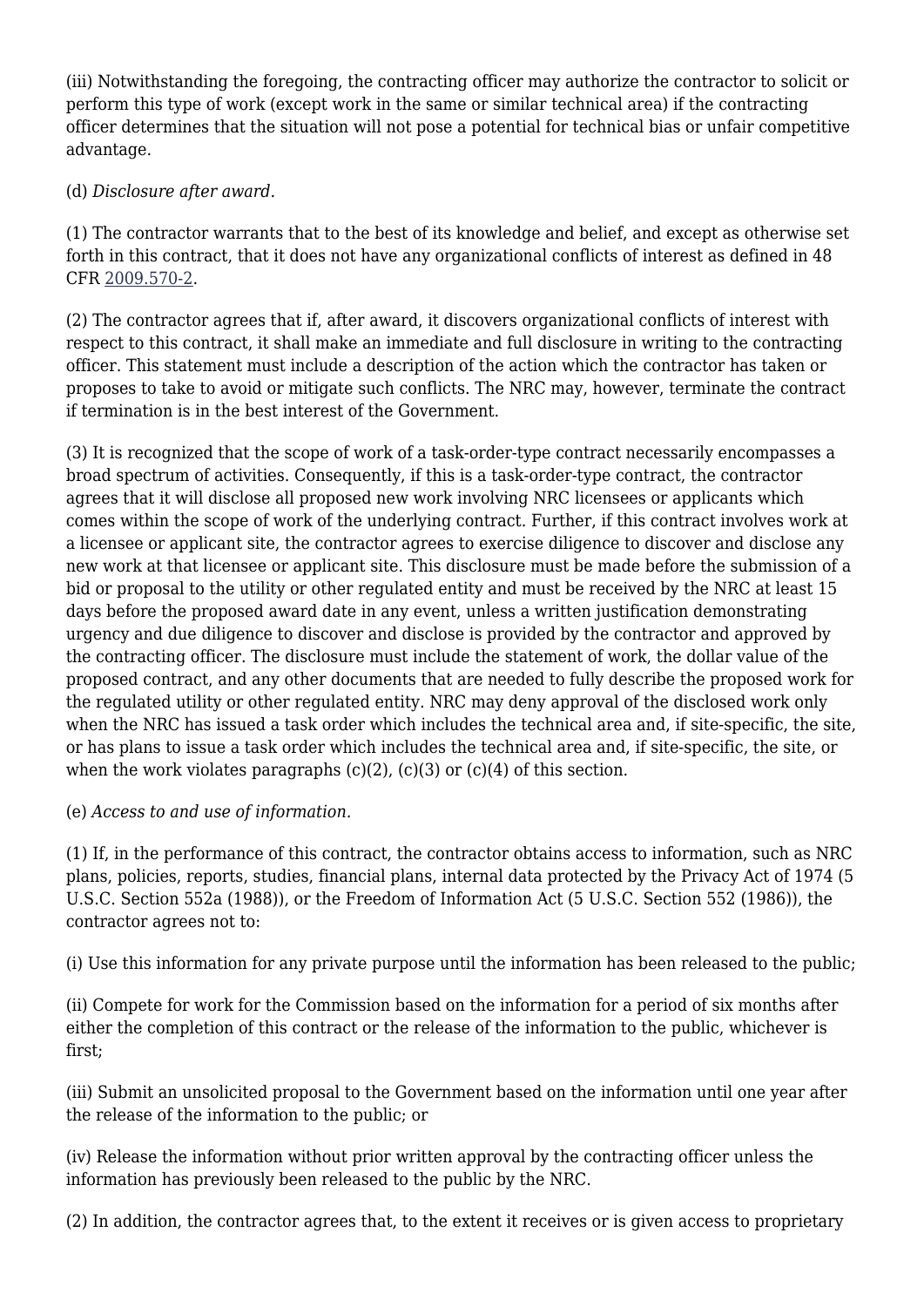(iii) Notwithstanding the foregoing, the contracting officer may authorize the contractor to solicit or perform this type of work (except work in the same or similar technical area) if the contracting officer determines that the situation will not pose a potential for technical bias or unfair competitive advantage.

(d) *Disclosure after award.*

(1) The contractor warrants that to the best of its knowledge and belief, and except as otherwise set forth in this contract, that it does not have any organizational conflicts of interest as defined in 48 CFR 2009.570-2.

(2) The contractor agrees that if, after award, it discovers organizational conflicts of interest with respect to this contract, it shall make an immediate and full disclosure in writing to the contracting officer. This statement must include a description of the action which the contractor has taken or proposes to take to avoid or mitigate such conflicts. The NRC may, however, terminate the contract if termination is in the best interest of the Government.

(3) It is recognized that the scope of work of a task-order-type contract necessarily encompasses a broad spectrum of activities. Consequently, if this is a task-order-type contract, the contractor agrees that it will disclose all proposed new work involving NRC licensees or applicants which comes within the scope of work of the underlying contract. Further, if this contract involves work at a licensee or applicant site, the contractor agrees to exercise diligence to discover and disclose any new work at that licensee or applicant site. This disclosure must be made before the submission of a bid or proposal to the utility or other regulated entity and must be received by the NRC at least 15 days before the proposed award date in any event, unless a written justification demonstrating urgency and due diligence to discover and disclose is provided by the contractor and approved by the contracting officer. The disclosure must include the statement of work, the dollar value of the proposed contract, and any other documents that are needed to fully describe the proposed work for the regulated utility or other regulated entity. NRC may deny approval of the disclosed work only when the NRC has issued a task order which includes the technical area and, if site-specific, the site, or has plans to issue a task order which includes the technical area and, if site-specific, the site, or when the work violates paragraphs (c)(2), (c)(3) or (c)(4) of this section.

(e) *Access to and use of information.*

(1) If, in the performance of this contract, the contractor obtains access to information, such as NRC plans, policies, reports, studies, financial plans, internal data protected by the Privacy Act of 1974 (5 U.S.C. Section 552a (1988)), or the Freedom of Information Act (5 U.S.C. Section 552 (1986)), the contractor agrees not to:

(i) Use this information for any private purpose until the information has been released to the public;

(ii) Compete for work for the Commission based on the information for a period of six months after either the completion of this contract or the release of the information to the public, whichever is first;

(iii) Submit an unsolicited proposal to the Government based on the information until one year after the release of the information to the public; or

(iv) Release the information without prior written approval by the contracting officer unless the information has previously been released to the public by the NRC.

(2) In addition, the contractor agrees that, to the extent it receives or is given access to proprietary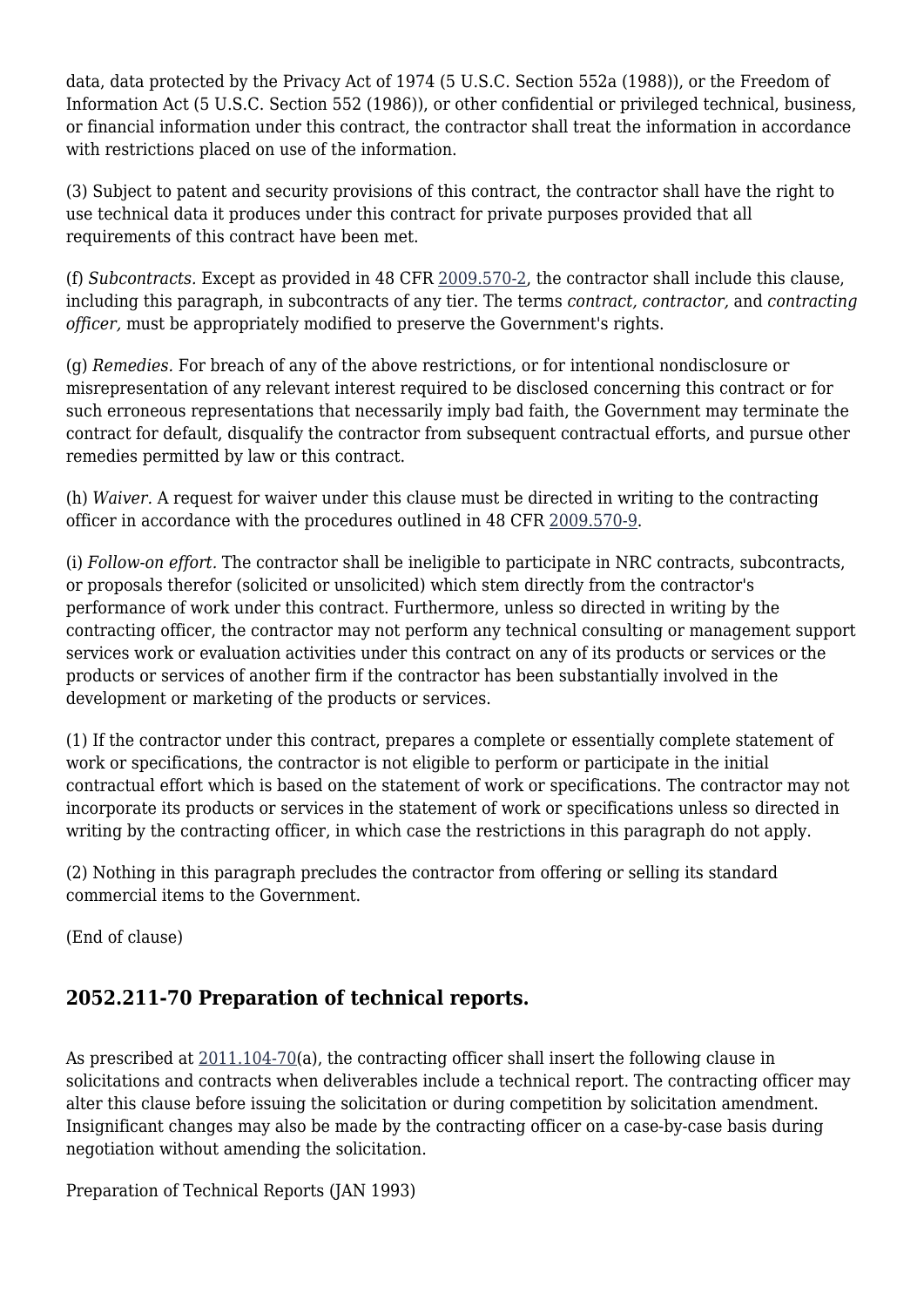data, data protected by the Privacy Act of 1974 (5 U.S.C. Section 552a (1988)), or the Freedom of Information Act (5 U.S.C. Section 552 (1986)), or other confidential or privileged technical, business, or financial information under this contract, the contractor shall treat the information in accordance with restrictions placed on use of the information.

(3) Subject to patent and security provisions of this contract, the contractor shall have the right to use technical data it produces under this contract for private purposes provided that all requirements of this contract have been met.

(f) *Subcontracts.* Except as provided in 48 CFR 2009.570-2, the contractor shall include this clause, including this paragraph, in subcontracts of any tier. The terms *contract, contractor,* and *contracting officer,* must be appropriately modified to preserve the Government's rights.

(g) *Remedies.* For breach of any of the above restrictions, or for intentional nondisclosure or misrepresentation of any relevant interest required to be disclosed concerning this contract or for such erroneous representations that necessarily imply bad faith, the Government may terminate the contract for default, disqualify the contractor from subsequent contractual efforts, and pursue other remedies permitted by law or this contract.

(h) *Waiver.* A request for waiver under this clause must be directed in writing to the contracting officer in accordance with the procedures outlined in 48 CFR 2009.570-9.

(i) *Follow-on effort.* The contractor shall be ineligible to participate in NRC contracts, subcontracts, or proposals therefor (solicited or unsolicited) which stem directly from the contractor's performance of work under this contract. Furthermore, unless so directed in writing by the contracting officer, the contractor may not perform any technical consulting or management support services work or evaluation activities under this contract on any of its products or services or the products or services of another firm if the contractor has been substantially involved in the development or marketing of the products or services.

(1) If the contractor under this contract, prepares a complete or essentially complete statement of work or specifications, the contractor is not eligible to perform or participate in the initial contractual effort which is based on the statement of work or specifications. The contractor may not incorporate its products or services in the statement of work or specifications unless so directed in writing by the contracting officer, in which case the restrictions in this paragraph do not apply.

(2) Nothing in this paragraph precludes the contractor from offering or selling its standard commercial items to the Government.

(End of clause)

## 2052.211-70 Preparation of technical reports.

As prescribed at 2011.104-70(a), the contracting officer shall insert the following clause in solicitations and contracts when deliverables include a technical report. The contracting officer may alter this clause before issuing the solicitation or during competition by solicitation amendment. Insignificant changes may also be made by the contracting officer on a case-by-case basis during negotiation without amending the solicitation.

Preparation of Technical Reports (JAN 1993)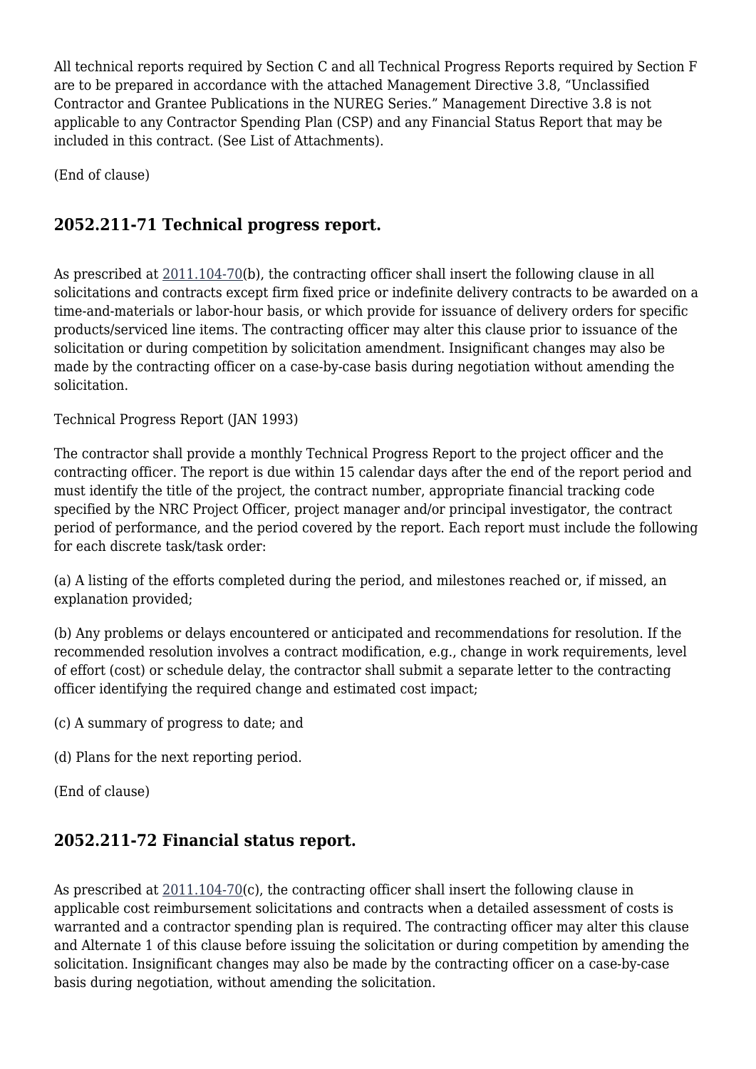All technical reports required by Section C and all Technical Progress Reports required by Section F are to be prepared in accordance with the attached Management Directive 3.8, “Unclassified Contractor and Grantee Publications in the NUREG Series.” Management Directive 3.8 is not applicable to any Contractor Spending Plan (CSP) and any Financial Status Report that may be included in this contract. (See List of Attachments).

(End of clause)

## 2052.211-71 Technical progress report.

As prescribed at 2011.104-70(b), the contracting officer shall insert the following clause in all solicitations and contracts except firm fixed price or indefinite delivery contracts to be awarded on a time-and-materials or labor-hour basis, or which provide for issuance of delivery orders for specific products/serviced line items. The contracting officer may alter this clause prior to issuance of the solicitation or during competition by solicitation amendment. Insignificant changes may also be made by the contracting officer on a case-by-case basis during negotiation without amending the solicitation.

Technical Progress Report (JAN 1993)

The contractor shall provide a monthly Technical Progress Report to the project officer and the contracting officer. The report is due within 15 calendar days after the end of the report period and must identify the title of the project, the contract number, appropriate financial tracking code specified by the NRC Project Officer, project manager and/or principal investigator, the contract period of performance, and the period covered by the report. Each report must include the following for each discrete task/task order:

(a) A listing of the efforts completed during the period, and milestones reached or, if missed, an explanation provided;

(b) Any problems or delays encountered or anticipated and recommendations for resolution. If the recommended resolution involves a contract modification, e.g., change in work requirements, level of effort (cost) or schedule delay, the contractor shall submit a separate letter to the contracting officer identifying the required change and estimated cost impact;

(c) A summary of progress to date; and

(d) Plans for the next reporting period.

(End of clause)

## 2052.211-72 Financial status report.

As prescribed at 2011.104-70(c), the contracting officer shall insert the following clause in applicable cost reimbursement solicitations and contracts when a detailed assessment of costs is warranted and a contractor spending plan is required. The contracting officer may alter this clause and Alternate 1 of this clause before issuing the solicitation or during competition by amending the solicitation. Insignificant changes may also be made by the contracting officer on a case-by-case basis during negotiation, without amending the solicitation.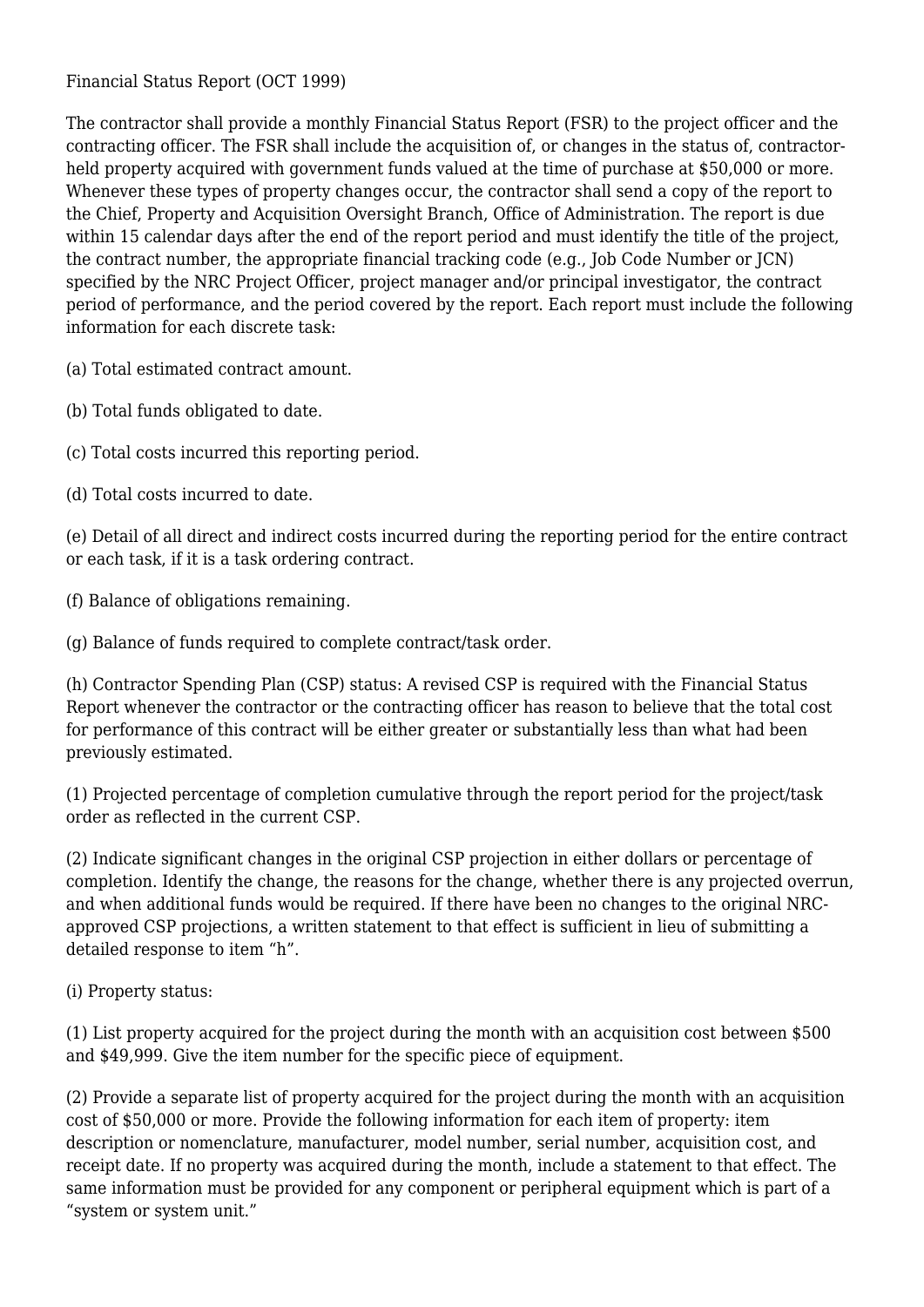Financial Status Report (OCT 1999)

The contractor shall provide a monthly Financial Status Report (FSR) to the project officer and the contracting officer. The FSR shall include the acquisition of, or changes in the status of, contractor-held property acquired with government funds valued at the time of purchase at $50,000 or more. Whenever these types of property changes occur, the contractor shall send a copy of the report to the Chief, Property and Acquisition Oversight Branch, Office of Administration. The report is due within 15 calendar days after the end of the report period and must identify the title of the project, the contract number, the appropriate financial tracking code (e.g., Job Code Number or JCN) specified by the NRC Project Officer, project manager and/or principal investigator, the contract period of performance, and the period covered by the report. Each report must include the following information for each discrete task:

(a) Total estimated contract amount.

(b) Total funds obligated to date.

(c) Total costs incurred this reporting period.

(d) Total costs incurred to date.

(e) Detail of all direct and indirect costs incurred during the reporting period for the entire contract or each task, if it is a task ordering contract.

(f) Balance of obligations remaining.

(g) Balance of funds required to complete contract/task order.

(h) Contractor Spending Plan (CSP) status: A revised CSP is required with the Financial Status Report whenever the contractor or the contracting officer has reason to believe that the total cost for performance of this contract will be either greater or substantially less than what had been previously estimated.

(1) Projected percentage of completion cumulative through the report period for the project/task order as reflected in the current CSP.

(2) Indicate significant changes in the original CSP projection in either dollars or percentage of completion. Identify the change, the reasons for the change, whether there is any projected overrun, and when additional funds would be required. If there have been no changes to the original NRC-approved CSP projections, a written statement to that effect is sufficient in lieu of submitting a detailed response to item "h".

(i) Property status:

(1) List property acquired for the project during the month with an acquisition cost between $500 and $49,999. Give the item number for the specific piece of equipment.

(2) Provide a separate list of property acquired for the project during the month with an acquisition cost of $50,000 or more. Provide the following information for each item of property: item description or nomenclature, manufacturer, model number, serial number, acquisition cost, and receipt date. If no property was acquired during the month, include a statement to that effect. The same information must be provided for any component or peripheral equipment which is part of a "system or system unit."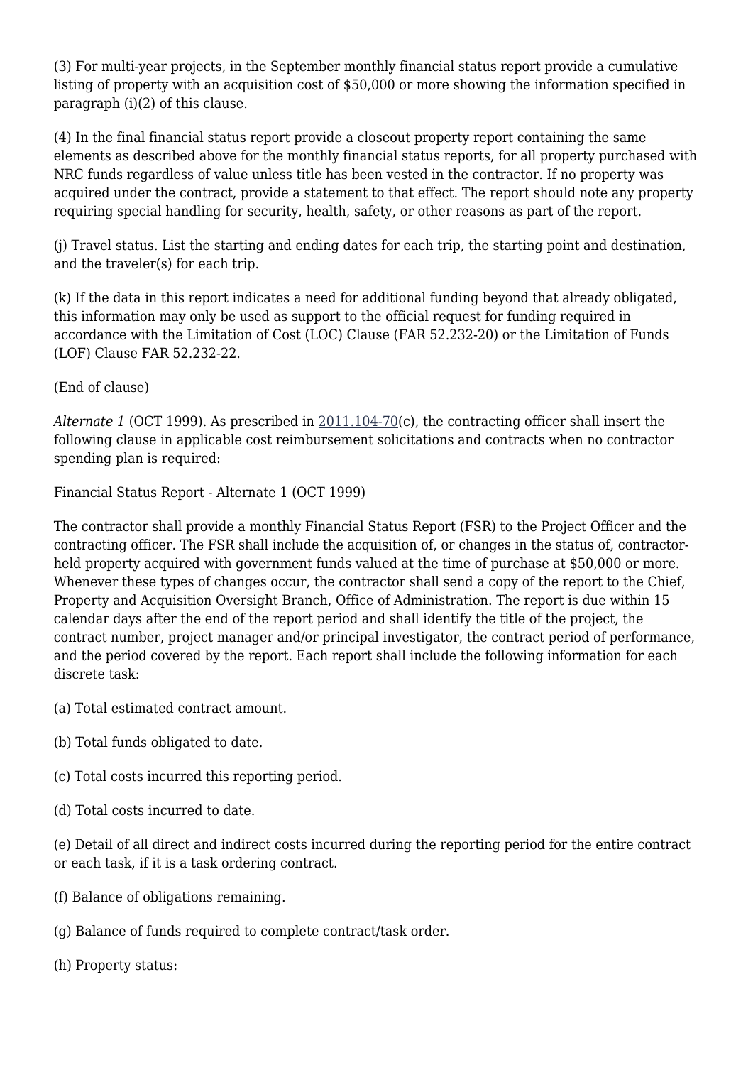(3) For multi-year projects, in the September monthly financial status report provide a cumulative listing of property with an acquisition cost of $50,000 or more showing the information specified in paragraph (i)(2) of this clause.

(4) In the final financial status report provide a closeout property report containing the same elements as described above for the monthly financial status reports, for all property purchased with NRC funds regardless of value unless title has been vested in the contractor. If no property was acquired under the contract, provide a statement to that effect. The report should note any property requiring special handling for security, health, safety, or other reasons as part of the report.

(j) Travel status. List the starting and ending dates for each trip, the starting point and destination, and the traveler(s) for each trip.

(k) If the data in this report indicates a need for additional funding beyond that already obligated, this information may only be used as support to the official request for funding required in accordance with the Limitation of Cost (LOC) Clause (FAR 52.232-20) or the Limitation of Funds (LOF) Clause FAR 52.232-22.

(End of clause)

*Alternate 1* (OCT 1999). As prescribed in 2011.104-70(c), the contracting officer shall insert the following clause in applicable cost reimbursement solicitations and contracts when no contractor spending plan is required:

Financial Status Report - Alternate 1 (OCT 1999)

The contractor shall provide a monthly Financial Status Report (FSR) to the Project Officer and the contracting officer. The FSR shall include the acquisition of, or changes in the status of, contractor-held property acquired with government funds valued at the time of purchase at $50,000 or more. Whenever these types of changes occur, the contractor shall send a copy of the report to the Chief, Property and Acquisition Oversight Branch, Office of Administration. The report is due within 15 calendar days after the end of the report period and shall identify the title of the project, the contract number, project manager and/or principal investigator, the contract period of performance, and the period covered by the report. Each report shall include the following information for each discrete task:

(a) Total estimated contract amount.

(b) Total funds obligated to date.

(c) Total costs incurred this reporting period.

(d) Total costs incurred to date.

(e) Detail of all direct and indirect costs incurred during the reporting period for the entire contract or each task, if it is a task ordering contract.

(f) Balance of obligations remaining.

(g) Balance of funds required to complete contract/task order.

(h) Property status: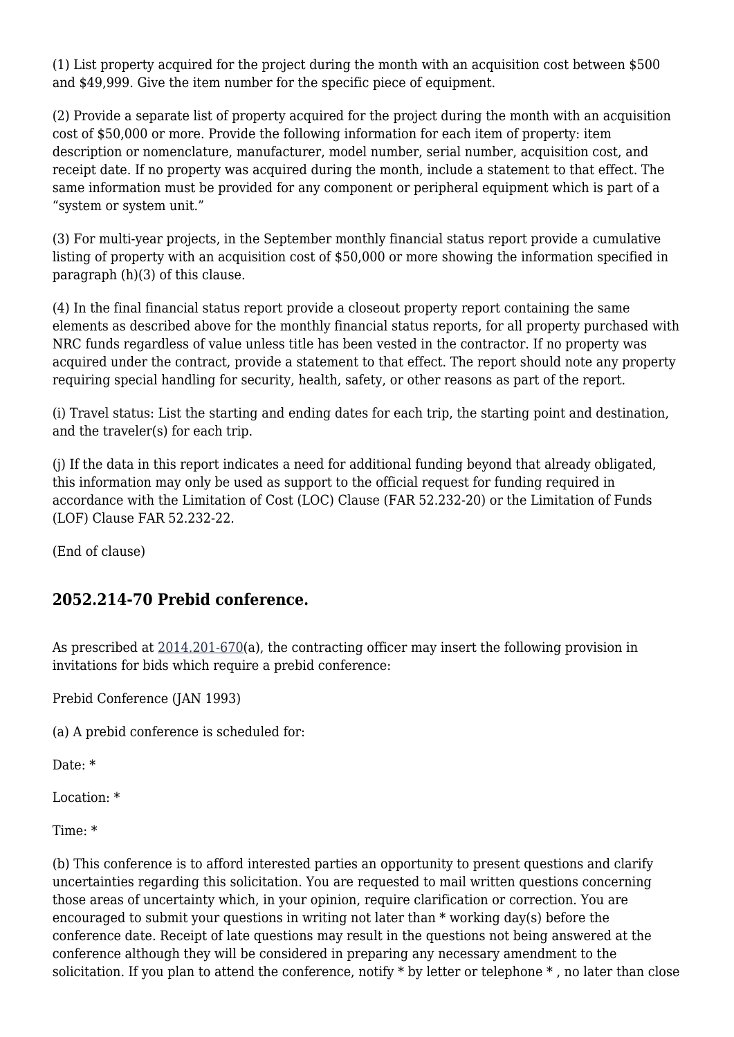(1) List property acquired for the project during the month with an acquisition cost between $500 and $49,999. Give the item number for the specific piece of equipment.

(2) Provide a separate list of property acquired for the project during the month with an acquisition cost of $50,000 or more. Provide the following information for each item of property: item description or nomenclature, manufacturer, model number, serial number, acquisition cost, and receipt date. If no property was acquired during the month, include a statement to that effect. The same information must be provided for any component or peripheral equipment which is part of a “system or system unit.”

(3) For multi-year projects, in the September monthly financial status report provide a cumulative listing of property with an acquisition cost of $50,000 or more showing the information specified in paragraph (h)(3) of this clause.

(4) In the final financial status report provide a closeout property report containing the same elements as described above for the monthly financial status reports, for all property purchased with NRC funds regardless of value unless title has been vested in the contractor. If no property was acquired under the contract, provide a statement to that effect. The report should note any property requiring special handling for security, health, safety, or other reasons as part of the report.

(i) Travel status: List the starting and ending dates for each trip, the starting point and destination, and the traveler(s) for each trip.

(j) If the data in this report indicates a need for additional funding beyond that already obligated, this information may only be used as support to the official request for funding required in accordance with the Limitation of Cost (LOC) Clause (FAR 52.232-20) or the Limitation of Funds (LOF) Clause FAR 52.232-22.

(End of clause)

## 2052.214-70 Prebid conference.

As prescribed at 2014.201-670(a), the contracting officer may insert the following provision in invitations for bids which require a prebid conference:

Prebid Conference (JAN 1993)

(a) A prebid conference is scheduled for:

Date: *

Location: *

Time: *

(b) This conference is to afford interested parties an opportunity to present questions and clarify uncertainties regarding this solicitation. You are requested to mail written questions concerning those areas of uncertainty which, in your opinion, require clarification or correction. You are encouraged to submit your questions in writing not later than * working day(s) before the conference date. Receipt of late questions may result in the questions not being answered at the conference although they will be considered in preparing any necessary amendment to the solicitation. If you plan to attend the conference, notify * by letter or telephone * , no later than close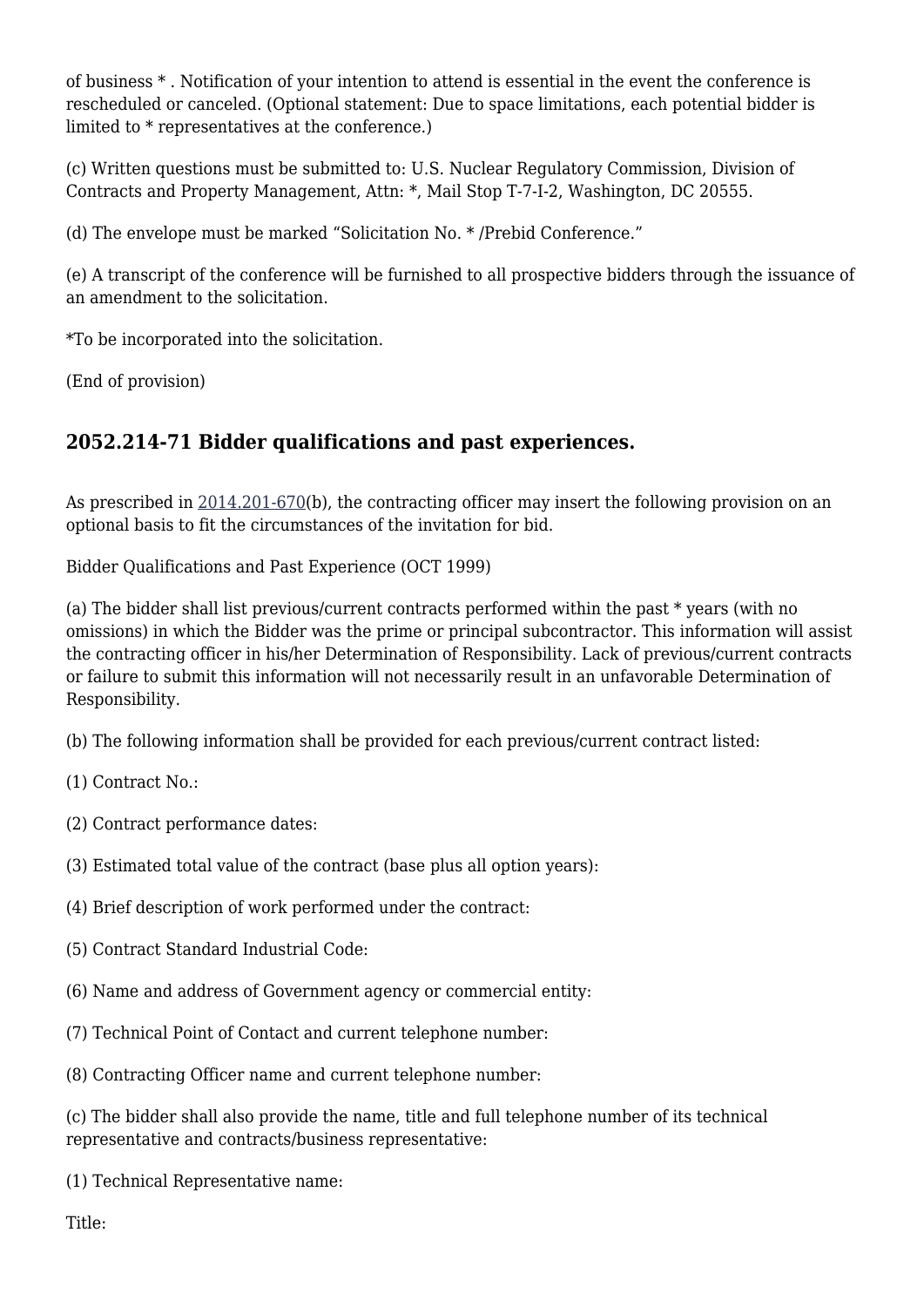of business * . Notification of your intention to attend is essential in the event the conference is rescheduled or canceled. (Optional statement: Due to space limitations, each potential bidder is limited to * representatives at the conference.)

(c) Written questions must be submitted to: U.S. Nuclear Regulatory Commission, Division of Contracts and Property Management, Attn: *, Mail Stop T-7-I-2, Washington, DC 20555.

(d) The envelope must be marked “Solicitation No. * /Prebid Conference.”

(e) A transcript of the conference will be furnished to all prospective bidders through the issuance of an amendment to the solicitation.

*To be incorporated into the solicitation.

(End of provision)

## 2052.214-71 Bidder qualifications and past experiences.

As prescribed in 2014.201-670(b), the contracting officer may insert the following provision on an optional basis to fit the circumstances of the invitation for bid.

Bidder Qualifications and Past Experience (OCT 1999)

(a) The bidder shall list previous/current contracts performed within the past * years (with no omissions) in which the Bidder was the prime or principal subcontractor. This information will assist the contracting officer in his/her Determination of Responsibility. Lack of previous/current contracts or failure to submit this information will not necessarily result in an unfavorable Determination of Responsibility.

(b) The following information shall be provided for each previous/current contract listed:

(1) Contract No.:

(2) Contract performance dates:

(3) Estimated total value of the contract (base plus all option years):

(4) Brief description of work performed under the contract:

(5) Contract Standard Industrial Code:

(6) Name and address of Government agency or commercial entity:

(7) Technical Point of Contact and current telephone number:

(8) Contracting Officer name and current telephone number:

(c) The bidder shall also provide the name, title and full telephone number of its technical representative and contracts/business representative:

(1) Technical Representative name:

Title: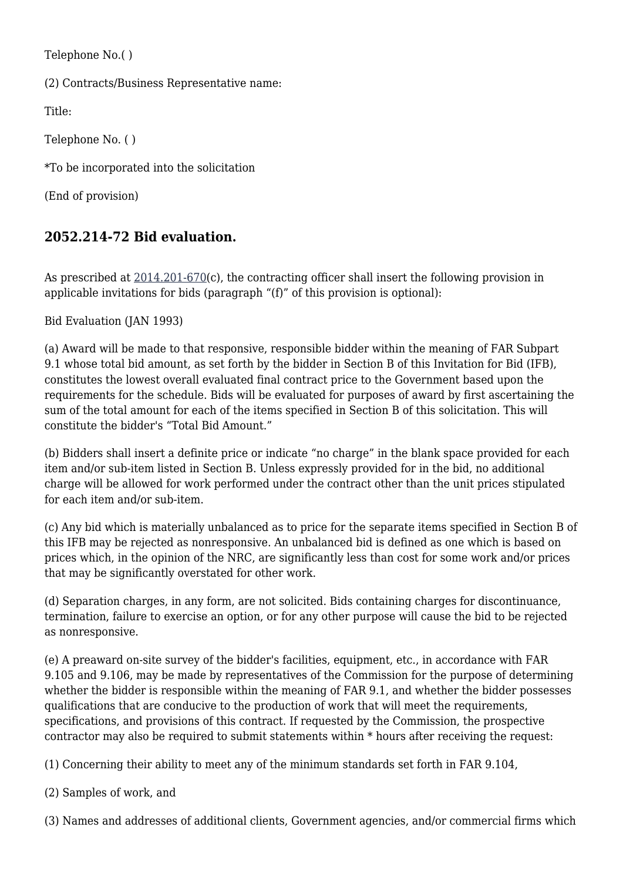Telephone No.( )

(2) Contracts/Business Representative name:

Title:

Telephone No. ( )

*To be incorporated into the solicitation

(End of provision)

## 2052.214-72 Bid evaluation.

As prescribed at 2014.201-670(c), the contracting officer shall insert the following provision in applicable invitations for bids (paragraph "(f)" of this provision is optional):

Bid Evaluation (JAN 1993)

(a) Award will be made to that responsive, responsible bidder within the meaning of FAR Subpart 9.1 whose total bid amount, as set forth by the bidder in Section B of this Invitation for Bid (IFB), constitutes the lowest overall evaluated final contract price to the Government based upon the requirements for the schedule. Bids will be evaluated for purposes of award by first ascertaining the sum of the total amount for each of the items specified in Section B of this solicitation. This will constitute the bidder's "Total Bid Amount."

(b) Bidders shall insert a definite price or indicate "no charge" in the blank space provided for each item and/or sub-item listed in Section B. Unless expressly provided for in the bid, no additional charge will be allowed for work performed under the contract other than the unit prices stipulated for each item and/or sub-item.

(c) Any bid which is materially unbalanced as to price for the separate items specified in Section B of this IFB may be rejected as nonresponsive. An unbalanced bid is defined as one which is based on prices which, in the opinion of the NRC, are significantly less than cost for some work and/or prices that may be significantly overstated for other work.

(d) Separation charges, in any form, are not solicited. Bids containing charges for discontinuance, termination, failure to exercise an option, or for any other purpose will cause the bid to be rejected as nonresponsive.

(e) A preaward on-site survey of the bidder's facilities, equipment, etc., in accordance with FAR 9.105 and 9.106, may be made by representatives of the Commission for the purpose of determining whether the bidder is responsible within the meaning of FAR 9.1, and whether the bidder possesses qualifications that are conducive to the production of work that will meet the requirements, specifications, and provisions of this contract. If requested by the Commission, the prospective contractor may also be required to submit statements within * hours after receiving the request:

(1) Concerning their ability to meet any of the minimum standards set forth in FAR 9.104,

(2) Samples of work, and

(3) Names and addresses of additional clients, Government agencies, and/or commercial firms which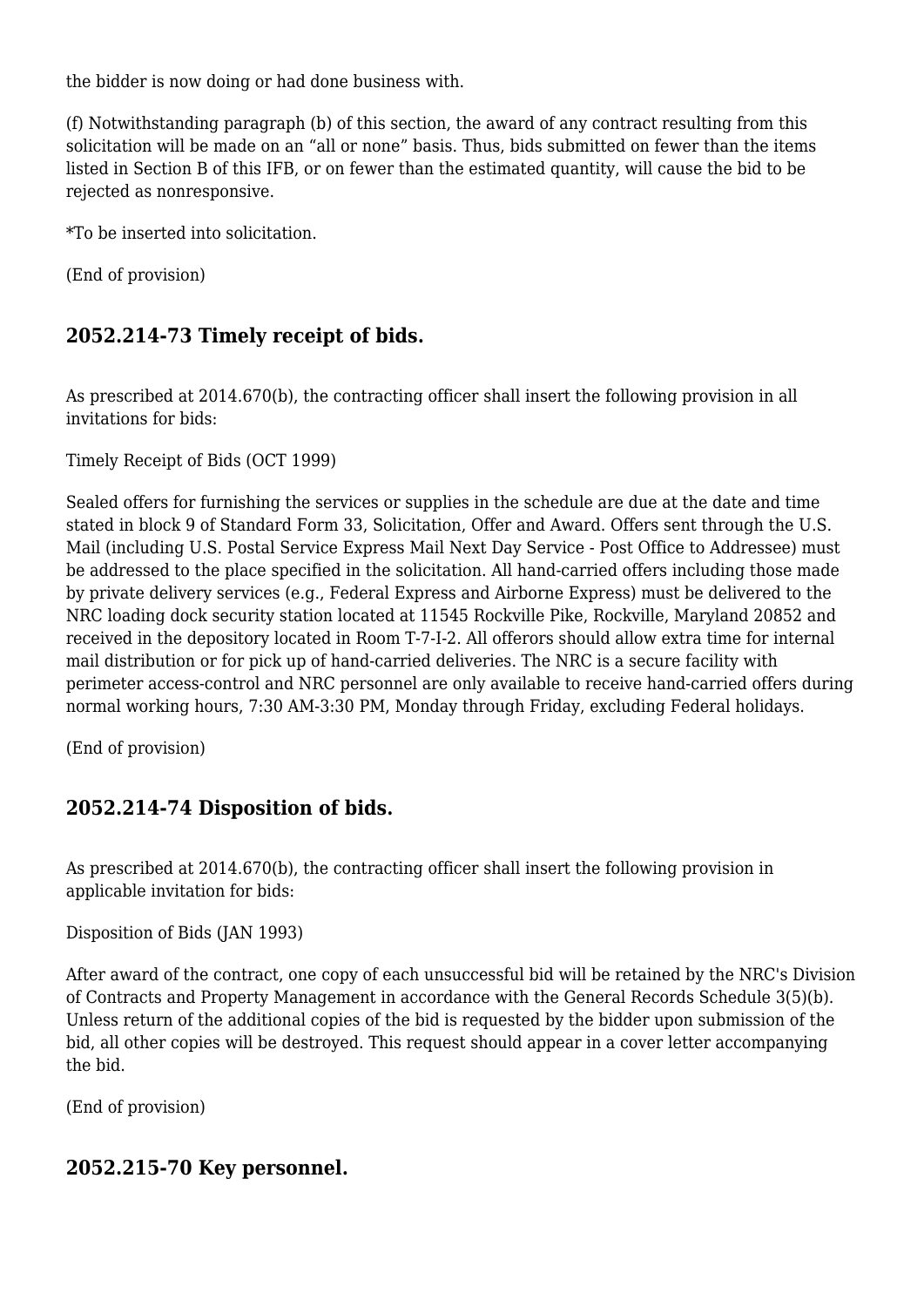the bidder is now doing or had done business with.

(f) Notwithstanding paragraph (b) of this section, the award of any contract resulting from this solicitation will be made on an “all or none” basis. Thus, bids submitted on fewer than the items listed in Section B of this IFB, or on fewer than the estimated quantity, will cause the bid to be rejected as nonresponsive.

*To be inserted into solicitation.

(End of provision)

## 2052.214-73 Timely receipt of bids.

As prescribed at 2014.670(b), the contracting officer shall insert the following provision in all invitations for bids:

Timely Receipt of Bids (OCT 1999)

Sealed offers for furnishing the services or supplies in the schedule are due at the date and time stated in block 9 of Standard Form 33, Solicitation, Offer and Award. Offers sent through the U.S. Mail (including U.S. Postal Service Express Mail Next Day Service - Post Office to Addressee) must be addressed to the place specified in the solicitation. All hand-carried offers including those made by private delivery services (e.g., Federal Express and Airborne Express) must be delivered to the NRC loading dock security station located at 11545 Rockville Pike, Rockville, Maryland 20852 and received in the depository located in Room T-7-I-2. All offerors should allow extra time for internal mail distribution or for pick up of hand-carried deliveries. The NRC is a secure facility with perimeter access-control and NRC personnel are only available to receive hand-carried offers during normal working hours, 7:30 AM-3:30 PM, Monday through Friday, excluding Federal holidays.

(End of provision)

## 2052.214-74 Disposition of bids.

As prescribed at 2014.670(b), the contracting officer shall insert the following provision in applicable invitation for bids:

Disposition of Bids (JAN 1993)

After award of the contract, one copy of each unsuccessful bid will be retained by the NRC's Division of Contracts and Property Management in accordance with the General Records Schedule 3(5)(b). Unless return of the additional copies of the bid is requested by the bidder upon submission of the bid, all other copies will be destroyed. This request should appear in a cover letter accompanying the bid.

(End of provision)

## 2052.215-70 Key personnel.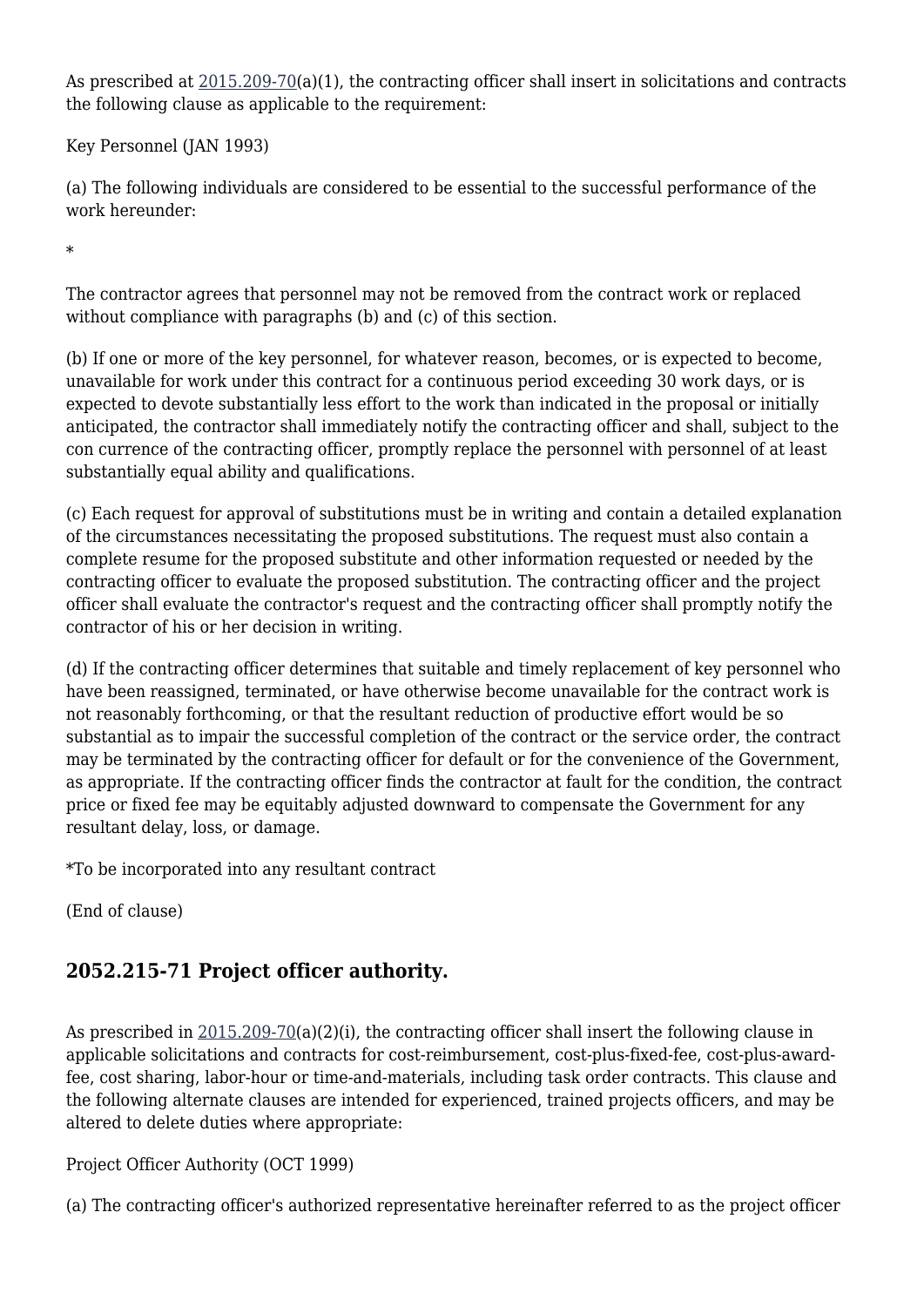As prescribed at 2015.209-70(a)(1), the contracting officer shall insert in solicitations and contracts the following clause as applicable to the requirement:

Key Personnel (JAN 1993)

(a) The following individuals are considered to be essential to the successful performance of the work hereunder:

*

The contractor agrees that personnel may not be removed from the contract work or replaced without compliance with paragraphs (b) and (c) of this section.

(b) If one or more of the key personnel, for whatever reason, becomes, or is expected to become, unavailable for work under this contract for a continuous period exceeding 30 work days, or is expected to devote substantially less effort to the work than indicated in the proposal or initially anticipated, the contractor shall immediately notify the contracting officer and shall, subject to the con currence of the contracting officer, promptly replace the personnel with personnel of at least substantially equal ability and qualifications.

(c) Each request for approval of substitutions must be in writing and contain a detailed explanation of the circumstances necessitating the proposed substitutions. The request must also contain a complete resume for the proposed substitute and other information requested or needed by the contracting officer to evaluate the proposed substitution. The contracting officer and the project officer shall evaluate the contractor's request and the contracting officer shall promptly notify the contractor of his or her decision in writing.

(d) If the contracting officer determines that suitable and timely replacement of key personnel who have been reassigned, terminated, or have otherwise become unavailable for the contract work is not reasonably forthcoming, or that the resultant reduction of productive effort would be so substantial as to impair the successful completion of the contract or the service order, the contract may be terminated by the contracting officer for default or for the convenience of the Government, as appropriate. If the contracting officer finds the contractor at fault for the condition, the contract price or fixed fee may be equitably adjusted downward to compensate the Government for any resultant delay, loss, or damage.

*To be incorporated into any resultant contract

(End of clause)

## 2052.215-71 Project officer authority.

As prescribed in 2015.209-70(a)(2)(i), the contracting officer shall insert the following clause in applicable solicitations and contracts for cost-reimbursement, cost-plus-fixed-fee, cost-plus-award-fee, cost sharing, labor-hour or time-and-materials, including task order contracts. This clause and the following alternate clauses are intended for experienced, trained projects officers, and may be altered to delete duties where appropriate:

Project Officer Authority (OCT 1999)

(a) The contracting officer's authorized representative hereinafter referred to as the project officer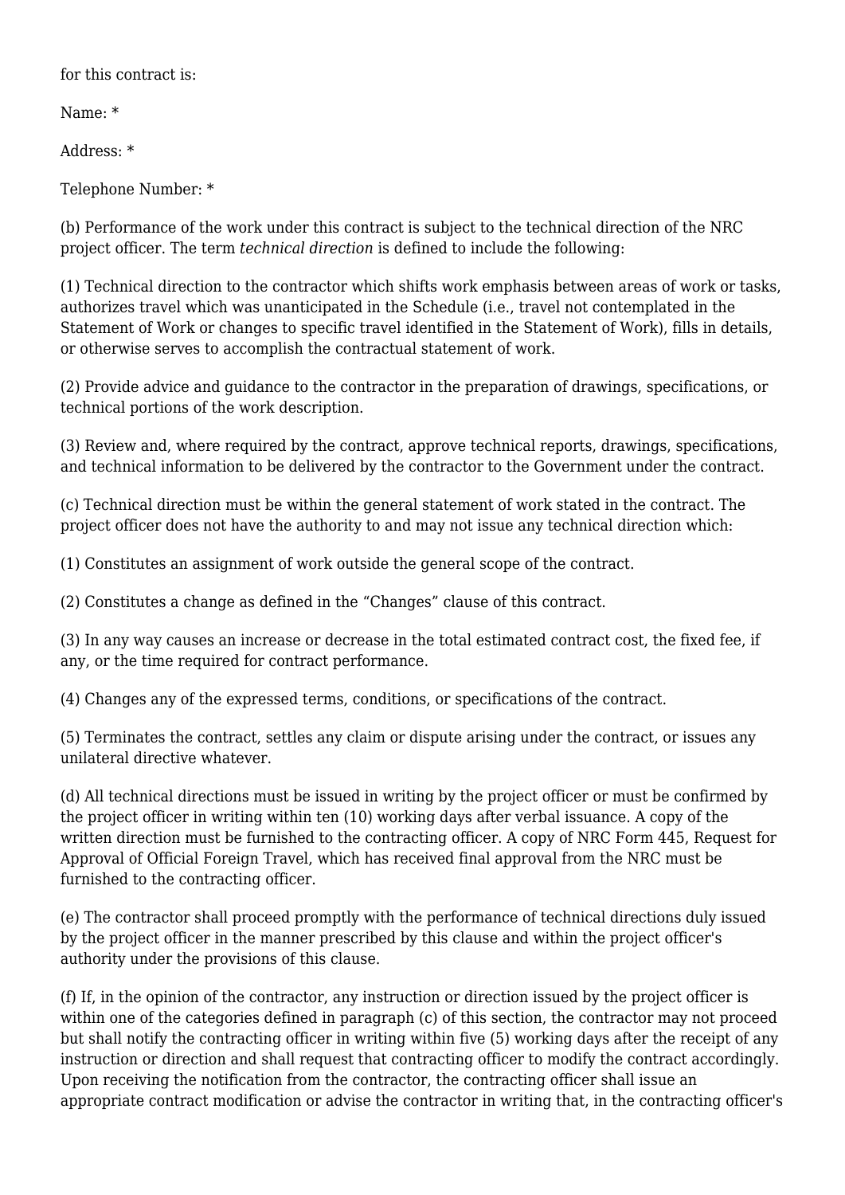for this contract is:

Name: *

Address: *

Telephone Number: *

(b) Performance of the work under this contract is subject to the technical direction of the NRC project officer. The term *technical direction* is defined to include the following:

(1) Technical direction to the contractor which shifts work emphasis between areas of work or tasks, authorizes travel which was unanticipated in the Schedule (i.e., travel not contemplated in the Statement of Work or changes to specific travel identified in the Statement of Work), fills in details, or otherwise serves to accomplish the contractual statement of work.

(2) Provide advice and guidance to the contractor in the preparation of drawings, specifications, or technical portions of the work description.

(3) Review and, where required by the contract, approve technical reports, drawings, specifications, and technical information to be delivered by the contractor to the Government under the contract.

(c) Technical direction must be within the general statement of work stated in the contract. The project officer does not have the authority to and may not issue any technical direction which:

(1) Constitutes an assignment of work outside the general scope of the contract.

(2) Constitutes a change as defined in the “Changes” clause of this contract.

(3) In any way causes an increase or decrease in the total estimated contract cost, the fixed fee, if any, or the time required for contract performance.

(4) Changes any of the expressed terms, conditions, or specifications of the contract.

(5) Terminates the contract, settles any claim or dispute arising under the contract, or issues any unilateral directive whatever.

(d) All technical directions must be issued in writing by the project officer or must be confirmed by the project officer in writing within ten (10) working days after verbal issuance. A copy of the written direction must be furnished to the contracting officer. A copy of NRC Form 445, Request for Approval of Official Foreign Travel, which has received final approval from the NRC must be furnished to the contracting officer.

(e) The contractor shall proceed promptly with the performance of technical directions duly issued by the project officer in the manner prescribed by this clause and within the project officer's authority under the provisions of this clause.

(f) If, in the opinion of the contractor, any instruction or direction issued by the project officer is within one of the categories defined in paragraph (c) of this section, the contractor may not proceed but shall notify the contracting officer in writing within five (5) working days after the receipt of any instruction or direction and shall request that contracting officer to modify the contract accordingly. Upon receiving the notification from the contractor, the contracting officer shall issue an appropriate contract modification or advise the contractor in writing that, in the contracting officer's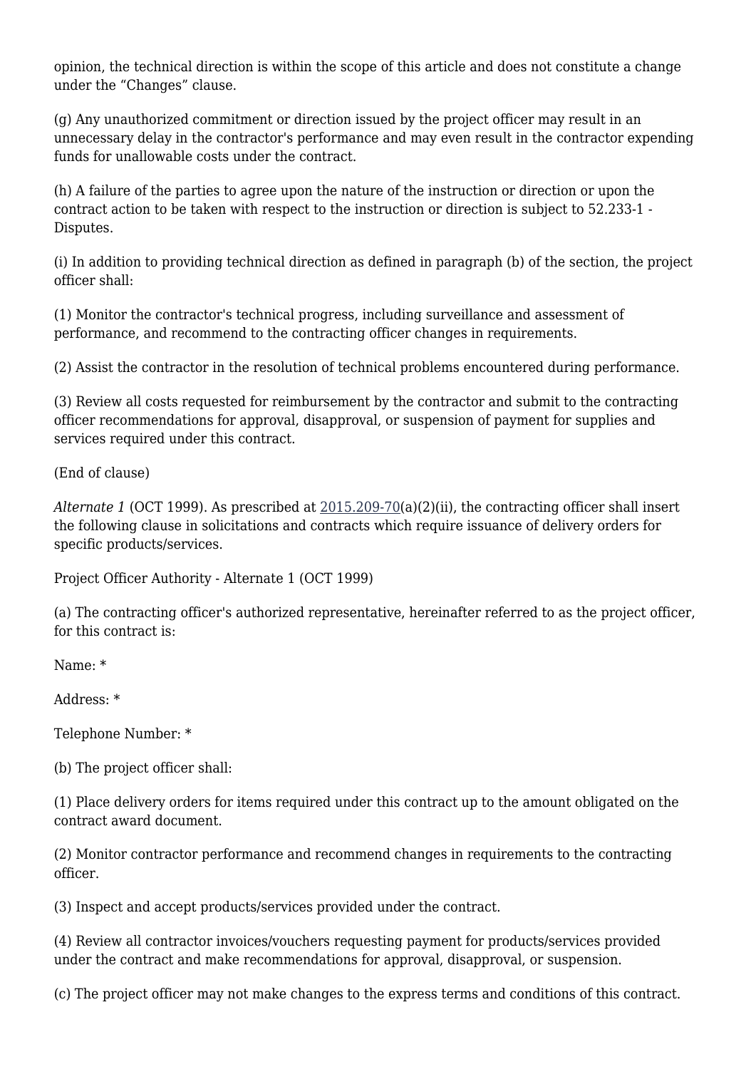opinion, the technical direction is within the scope of this article and does not constitute a change under the “Changes” clause.

(g) Any unauthorized commitment or direction issued by the project officer may result in an unnecessary delay in the contractor's performance and may even result in the contractor expending funds for unallowable costs under the contract.

(h) A failure of the parties to agree upon the nature of the instruction or direction or upon the contract action to be taken with respect to the instruction or direction is subject to 52.233-1 - Disputes.

(i) In addition to providing technical direction as defined in paragraph (b) of the section, the project officer shall:

(1) Monitor the contractor's technical progress, including surveillance and assessment of performance, and recommend to the contracting officer changes in requirements.

(2) Assist the contractor in the resolution of technical problems encountered during performance.

(3) Review all costs requested for reimbursement by the contractor and submit to the contracting officer recommendations for approval, disapproval, or suspension of payment for supplies and services required under this contract.

(End of clause)

*Alternate 1* (OCT 1999). As prescribed at 2015.209-70(a)(2)(ii), the contracting officer shall insert the following clause in solicitations and contracts which require issuance of delivery orders for specific products/services.

Project Officer Authority - Alternate 1 (OCT 1999)

(a) The contracting officer's authorized representative, hereinafter referred to as the project officer, for this contract is:

Name: *

Address: *

Telephone Number: *

(b) The project officer shall:

(1) Place delivery orders for items required under this contract up to the amount obligated on the contract award document.

(2) Monitor contractor performance and recommend changes in requirements to the contracting officer.

(3) Inspect and accept products/services provided under the contract.

(4) Review all contractor invoices/vouchers requesting payment for products/services provided under the contract and make recommendations for approval, disapproval, or suspension.

(c) The project officer may not make changes to the express terms and conditions of this contract.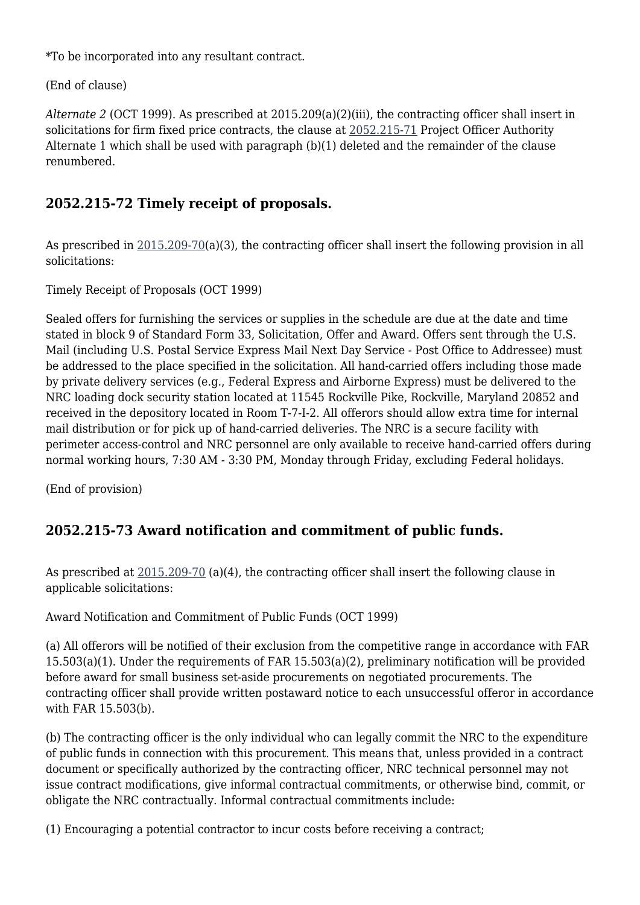*To be incorporated into any resultant contract.

(End of clause)

*Alternate 2* (OCT 1999). As prescribed at 2015.209(a)(2)(iii), the contracting officer shall insert in solicitations for firm fixed price contracts, the clause at 2052.215-71 Project Officer Authority Alternate 1 which shall be used with paragraph (b)(1) deleted and the remainder of the clause renumbered.

## 2052.215-72 Timely receipt of proposals.

As prescribed in 2015.209-70(a)(3), the contracting officer shall insert the following provision in all solicitations:

Timely Receipt of Proposals (OCT 1999)

Sealed offers for furnishing the services or supplies in the schedule are due at the date and time stated in block 9 of Standard Form 33, Solicitation, Offer and Award. Offers sent through the U.S. Mail (including U.S. Postal Service Express Mail Next Day Service - Post Office to Addressee) must be addressed to the place specified in the solicitation. All hand-carried offers including those made by private delivery services (e.g., Federal Express and Airborne Express) must be delivered to the NRC loading dock security station located at 11545 Rockville Pike, Rockville, Maryland 20852 and received in the depository located in Room T-7-I-2. All offerors should allow extra time for internal mail distribution or for pick up of hand-carried deliveries. The NRC is a secure facility with perimeter access-control and NRC personnel are only available to receive hand-carried offers during normal working hours, 7:30 AM - 3:30 PM, Monday through Friday, excluding Federal holidays.

(End of provision)

## 2052.215-73 Award notification and commitment of public funds.

As prescribed at 2015.209-70 (a)(4), the contracting officer shall insert the following clause in applicable solicitations:

Award Notification and Commitment of Public Funds (OCT 1999)

(a) All offerors will be notified of their exclusion from the competitive range in accordance with FAR 15.503(a)(1). Under the requirements of FAR 15.503(a)(2), preliminary notification will be provided before award for small business set-aside procurements on negotiated procurements. The contracting officer shall provide written postaward notice to each unsuccessful offeror in accordance with FAR 15.503(b).

(b) The contracting officer is the only individual who can legally commit the NRC to the expenditure of public funds in connection with this procurement. This means that, unless provided in a contract document or specifically authorized by the contracting officer, NRC technical personnel may not issue contract modifications, give informal contractual commitments, or otherwise bind, commit, or obligate the NRC contractually. Informal contractual commitments include:

(1) Encouraging a potential contractor to incur costs before receiving a contract;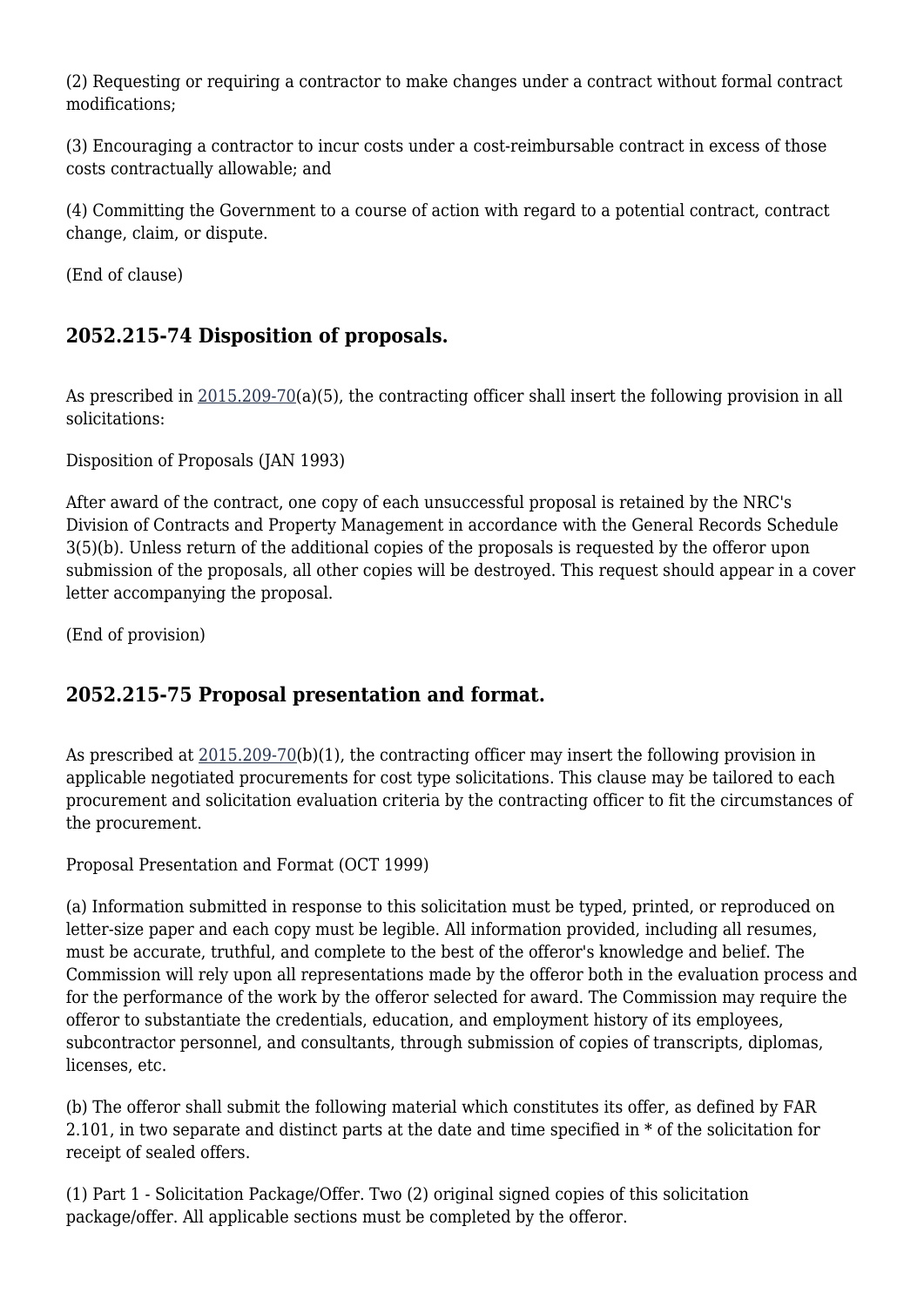(2) Requesting or requiring a contractor to make changes under a contract without formal contract modifications;

(3) Encouraging a contractor to incur costs under a cost-reimbursable contract in excess of those costs contractually allowable; and

(4) Committing the Government to a course of action with regard to a potential contract, contract change, claim, or dispute.

(End of clause)

## 2052.215-74 Disposition of proposals.

As prescribed in 2015.209-70(a)(5), the contracting officer shall insert the following provision in all solicitations:

Disposition of Proposals (JAN 1993)

After award of the contract, one copy of each unsuccessful proposal is retained by the NRC's Division of Contracts and Property Management in accordance with the General Records Schedule 3(5)(b). Unless return of the additional copies of the proposals is requested by the offeror upon submission of the proposals, all other copies will be destroyed. This request should appear in a cover letter accompanying the proposal.

(End of provision)

## 2052.215-75 Proposal presentation and format.

As prescribed at 2015.209-70(b)(1), the contracting officer may insert the following provision in applicable negotiated procurements for cost type solicitations. This clause may be tailored to each procurement and solicitation evaluation criteria by the contracting officer to fit the circumstances of the procurement.

Proposal Presentation and Format (OCT 1999)

(a) Information submitted in response to this solicitation must be typed, printed, or reproduced on letter-size paper and each copy must be legible. All information provided, including all resumes, must be accurate, truthful, and complete to the best of the offeror's knowledge and belief. The Commission will rely upon all representations made by the offeror both in the evaluation process and for the performance of the work by the offeror selected for award. The Commission may require the offeror to substantiate the credentials, education, and employment history of its employees, subcontractor personnel, and consultants, through submission of copies of transcripts, diplomas, licenses, etc.

(b) The offeror shall submit the following material which constitutes its offer, as defined by FAR 2.101, in two separate and distinct parts at the date and time specified in * of the solicitation for receipt of sealed offers.

(1) Part 1 - Solicitation Package/Offer. Two (2) original signed copies of this solicitation package/offer. All applicable sections must be completed by the offeror.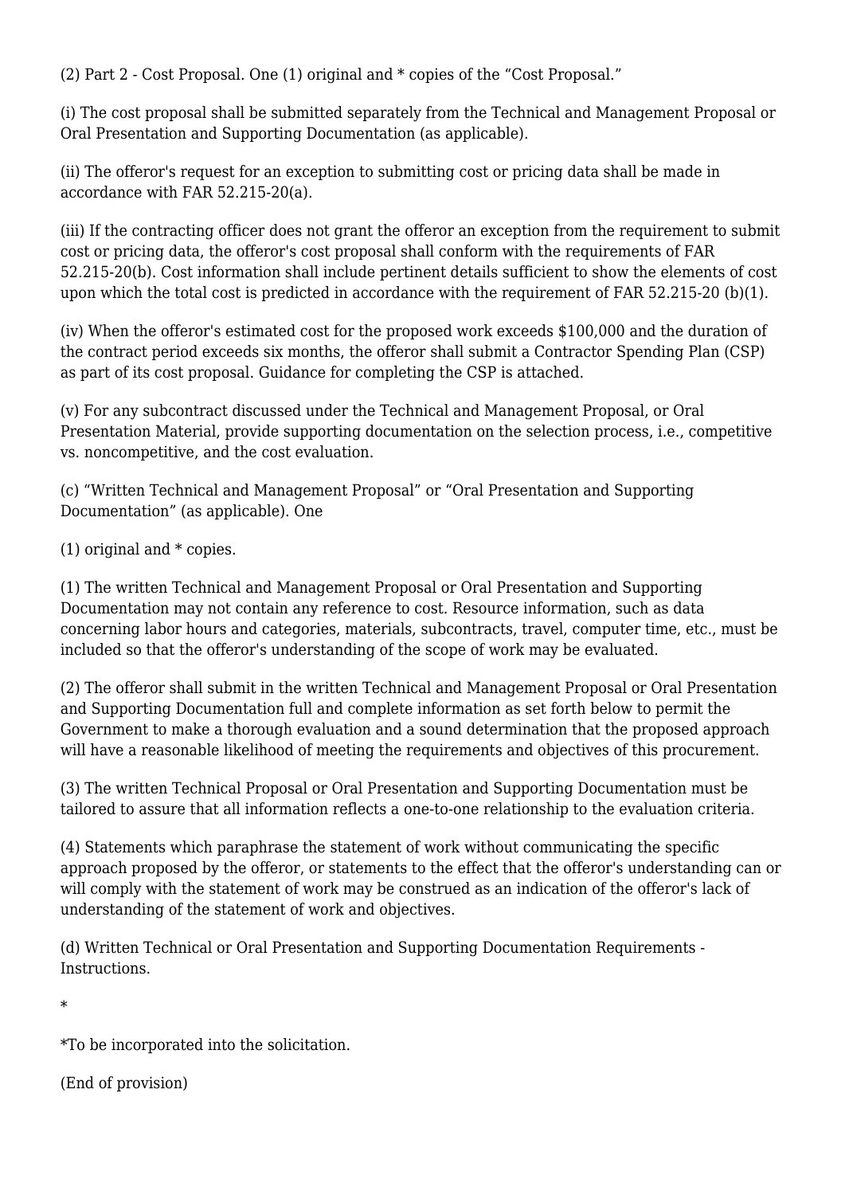(2) Part 2 - Cost Proposal. One (1) original and * copies of the “Cost Proposal.”

(i) The cost proposal shall be submitted separately from the Technical and Management Proposal or Oral Presentation and Supporting Documentation (as applicable).

(ii) The offeror's request for an exception to submitting cost or pricing data shall be made in accordance with FAR 52.215-20(a).

(iii) If the contracting officer does not grant the offeror an exception from the requirement to submit cost or pricing data, the offeror's cost proposal shall conform with the requirements of FAR 52.215-20(b). Cost information shall include pertinent details sufficient to show the elements of cost upon which the total cost is predicted in accordance with the requirement of FAR 52.215-20 (b)(1).

(iv) When the offeror's estimated cost for the proposed work exceeds $100,000 and the duration of the contract period exceeds six months, the offeror shall submit a Contractor Spending Plan (CSP) as part of its cost proposal. Guidance for completing the CSP is attached.

(v) For any subcontract discussed under the Technical and Management Proposal, or Oral Presentation Material, provide supporting documentation on the selection process, i.e., competitive vs. noncompetitive, and the cost evaluation.

(c) “Written Technical and Management Proposal” or “Oral Presentation and Supporting Documentation” (as applicable). One

(1) original and * copies.

(1) The written Technical and Management Proposal or Oral Presentation and Supporting Documentation may not contain any reference to cost. Resource information, such as data concerning labor hours and categories, materials, subcontracts, travel, computer time, etc., must be included so that the offeror's understanding of the scope of work may be evaluated.

(2) The offeror shall submit in the written Technical and Management Proposal or Oral Presentation and Supporting Documentation full and complete information as set forth below to permit the Government to make a thorough evaluation and a sound determination that the proposed approach will have a reasonable likelihood of meeting the requirements and objectives of this procurement.

(3) The written Technical Proposal or Oral Presentation and Supporting Documentation must be tailored to assure that all information reflects a one-to-one relationship to the evaluation criteria.

(4) Statements which paraphrase the statement of work without communicating the specific approach proposed by the offeror, or statements to the effect that the offeror's understanding can or will comply with the statement of work may be construed as an indication of the offeror's lack of understanding of the statement of work and objectives.

(d) Written Technical or Oral Presentation and Supporting Documentation Requirements - Instructions.

*

*To be incorporated into the solicitation.

(End of provision)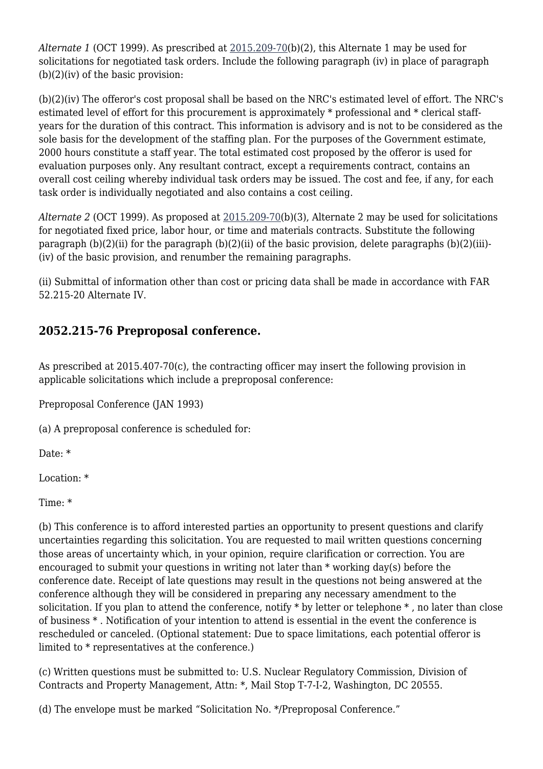*Alternate 1* (OCT 1999). As prescribed at 2015.209-70(b)(2), this Alternate 1 may be used for solicitations for negotiated task orders. Include the following paragraph (iv) in place of paragraph (b)(2)(iv) of the basic provision:

(b)(2)(iv) The offeror's cost proposal shall be based on the NRC's estimated level of effort. The NRC's estimated level of effort for this procurement is approximately * professional and * clerical staff-years for the duration of this contract. This information is advisory and is not to be considered as the sole basis for the development of the staffing plan. For the purposes of the Government estimate, 2000 hours constitute a staff year. The total estimated cost proposed by the offeror is used for evaluation purposes only. Any resultant contract, except a requirements contract, contains an overall cost ceiling whereby individual task orders may be issued. The cost and fee, if any, for each task order is individually negotiated and also contains a cost ceiling.

*Alternate 2* (OCT 1999). As proposed at 2015.209-70(b)(3), Alternate 2 may be used for solicitations for negotiated fixed price, labor hour, or time and materials contracts. Substitute the following paragraph (b)(2)(ii) for the paragraph (b)(2)(ii) of the basic provision, delete paragraphs (b)(2)(iii)-(iv) of the basic provision, and renumber the remaining paragraphs.

(ii) Submittal of information other than cost or pricing data shall be made in accordance with FAR 52.215-20 Alternate IV.

## 2052.215-76 Preproposal conference.

As prescribed at 2015.407-70(c), the contracting officer may insert the following provision in applicable solicitations which include a preproposal conference:

Preproposal Conference (JAN 1993)

(a) A preproposal conference is scheduled for:

Date: *

Location: *

Time: *

(b) This conference is to afford interested parties an opportunity to present questions and clarify uncertainties regarding this solicitation. You are requested to mail written questions concerning those areas of uncertainty which, in your opinion, require clarification or correction. You are encouraged to submit your questions in writing not later than * working day(s) before the conference date. Receipt of late questions may result in the questions not being answered at the conference although they will be considered in preparing any necessary amendment to the solicitation. If you plan to attend the conference, notify * by letter or telephone * , no later than close of business * . Notification of your intention to attend is essential in the event the conference is rescheduled or canceled. (Optional statement: Due to space limitations, each potential offeror is limited to * representatives at the conference.)

(c) Written questions must be submitted to: U.S. Nuclear Regulatory Commission, Division of Contracts and Property Management, Attn: *, Mail Stop T-7-I-2, Washington, DC 20555.

(d) The envelope must be marked "Solicitation No. */Preproposal Conference."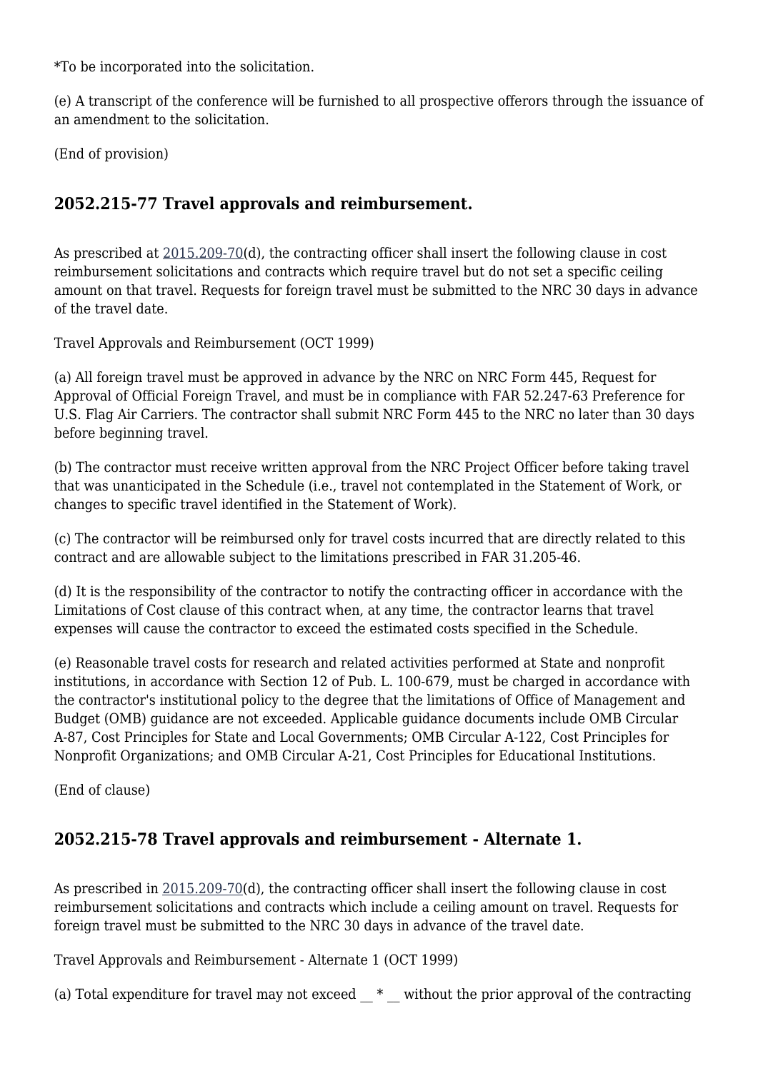*To be incorporated into the solicitation.

(e) A transcript of the conference will be furnished to all prospective offerors through the issuance of an amendment to the solicitation.

(End of provision)

## 2052.215-77 Travel approvals and reimbursement.

As prescribed at 2015.209-70(d), the contracting officer shall insert the following clause in cost reimbursement solicitations and contracts which require travel but do not set a specific ceiling amount on that travel. Requests for foreign travel must be submitted to the NRC 30 days in advance of the travel date.

Travel Approvals and Reimbursement (OCT 1999)

(a) All foreign travel must be approved in advance by the NRC on NRC Form 445, Request for Approval of Official Foreign Travel, and must be in compliance with FAR 52.247-63 Preference for U.S. Flag Air Carriers. The contractor shall submit NRC Form 445 to the NRC no later than 30 days before beginning travel.

(b) The contractor must receive written approval from the NRC Project Officer before taking travel that was unanticipated in the Schedule (i.e., travel not contemplated in the Statement of Work, or changes to specific travel identified in the Statement of Work).

(c) The contractor will be reimbursed only for travel costs incurred that are directly related to this contract and are allowable subject to the limitations prescribed in FAR 31.205-46.

(d) It is the responsibility of the contractor to notify the contracting officer in accordance with the Limitations of Cost clause of this contract when, at any time, the contractor learns that travel expenses will cause the contractor to exceed the estimated costs specified in the Schedule.

(e) Reasonable travel costs for research and related activities performed at State and nonprofit institutions, in accordance with Section 12 of Pub. L. 100-679, must be charged in accordance with the contractor's institutional policy to the degree that the limitations of Office of Management and Budget (OMB) guidance are not exceeded. Applicable guidance documents include OMB Circular A-87, Cost Principles for State and Local Governments; OMB Circular A-122, Cost Principles for Nonprofit Organizations; and OMB Circular A-21, Cost Principles for Educational Institutions.

(End of clause)

## 2052.215-78 Travel approvals and reimbursement - Alternate 1.

As prescribed in 2015.209-70(d), the contracting officer shall insert the following clause in cost reimbursement solicitations and contracts which include a ceiling amount on travel. Requests for foreign travel must be submitted to the NRC 30 days in advance of the travel date.

Travel Approvals and Reimbursement - Alternate 1 (OCT 1999)

(a) Total expenditure for travel may not exceed __ * __ without the prior approval of the contracting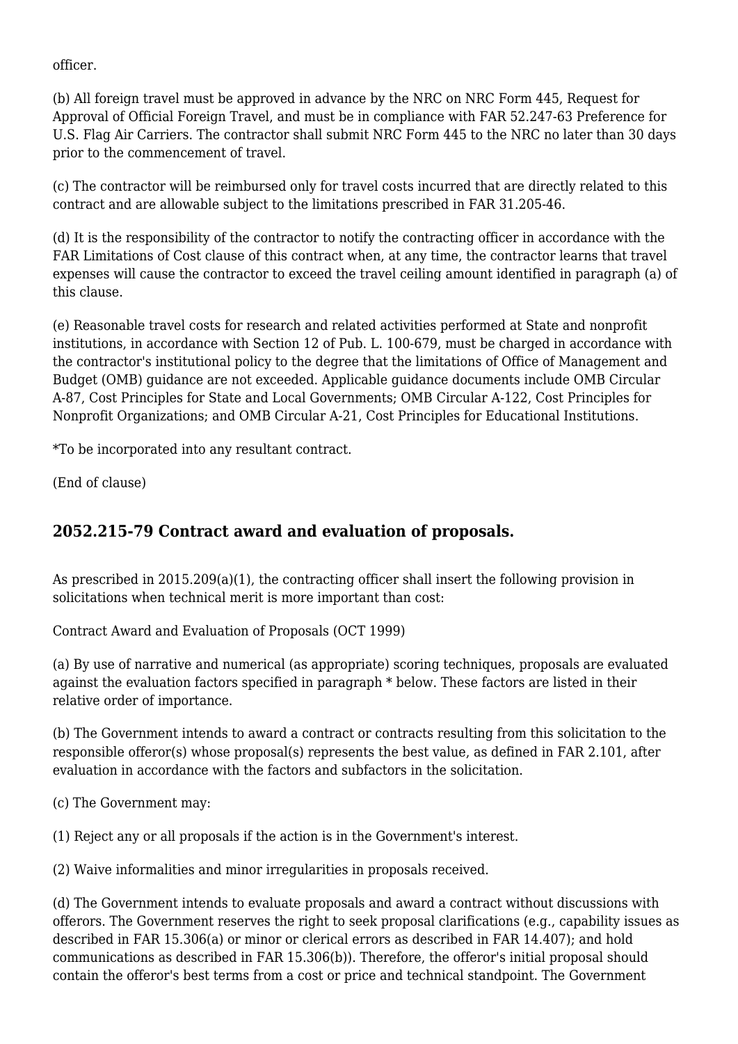officer.

(b) All foreign travel must be approved in advance by the NRC on NRC Form 445, Request for Approval of Official Foreign Travel, and must be in compliance with FAR 52.247-63 Preference for U.S. Flag Air Carriers. The contractor shall submit NRC Form 445 to the NRC no later than 30 days prior to the commencement of travel.

(c) The contractor will be reimbursed only for travel costs incurred that are directly related to this contract and are allowable subject to the limitations prescribed in FAR 31.205-46.

(d) It is the responsibility of the contractor to notify the contracting officer in accordance with the FAR Limitations of Cost clause of this contract when, at any time, the contractor learns that travel expenses will cause the contractor to exceed the travel ceiling amount identified in paragraph (a) of this clause.

(e) Reasonable travel costs for research and related activities performed at State and nonprofit institutions, in accordance with Section 12 of Pub. L. 100-679, must be charged in accordance with the contractor's institutional policy to the degree that the limitations of Office of Management and Budget (OMB) guidance are not exceeded. Applicable guidance documents include OMB Circular A-87, Cost Principles for State and Local Governments; OMB Circular A-122, Cost Principles for Nonprofit Organizations; and OMB Circular A-21, Cost Principles for Educational Institutions.

*To be incorporated into any resultant contract.

(End of clause)

## 2052.215-79 Contract award and evaluation of proposals.

As prescribed in 2015.209(a)(1), the contracting officer shall insert the following provision in solicitations when technical merit is more important than cost:

Contract Award and Evaluation of Proposals (OCT 1999)

(a) By use of narrative and numerical (as appropriate) scoring techniques, proposals are evaluated against the evaluation factors specified in paragraph * below. These factors are listed in their relative order of importance.

(b) The Government intends to award a contract or contracts resulting from this solicitation to the responsible offeror(s) whose proposal(s) represents the best value, as defined in FAR 2.101, after evaluation in accordance with the factors and subfactors in the solicitation.

(c) The Government may:

(1) Reject any or all proposals if the action is in the Government's interest.

(2) Waive informalities and minor irregularities in proposals received.

(d) The Government intends to evaluate proposals and award a contract without discussions with offerors. The Government reserves the right to seek proposal clarifications (e.g., capability issues as described in FAR 15.306(a) or minor or clerical errors as described in FAR 14.407); and hold communications as described in FAR 15.306(b)). Therefore, the offeror's initial proposal should contain the offeror's best terms from a cost or price and technical standpoint. The Government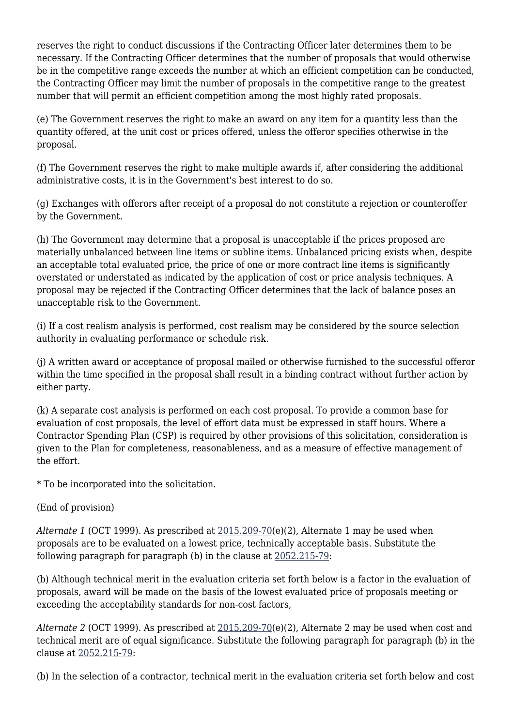reserves the right to conduct discussions if the Contracting Officer later determines them to be necessary. If the Contracting Officer determines that the number of proposals that would otherwise be in the competitive range exceeds the number at which an efficient competition can be conducted, the Contracting Officer may limit the number of proposals in the competitive range to the greatest number that will permit an efficient competition among the most highly rated proposals.

(e) The Government reserves the right to make an award on any item for a quantity less than the quantity offered, at the unit cost or prices offered, unless the offeror specifies otherwise in the proposal.

(f) The Government reserves the right to make multiple awards if, after considering the additional administrative costs, it is in the Government's best interest to do so.

(g) Exchanges with offerors after receipt of a proposal do not constitute a rejection or counteroffer by the Government.

(h) The Government may determine that a proposal is unacceptable if the prices proposed are materially unbalanced between line items or subline items. Unbalanced pricing exists when, despite an acceptable total evaluated price, the price of one or more contract line items is significantly overstated or understated as indicated by the application of cost or price analysis techniques. A proposal may be rejected if the Contracting Officer determines that the lack of balance poses an unacceptable risk to the Government.

(i) If a cost realism analysis is performed, cost realism may be considered by the source selection authority in evaluating performance or schedule risk.

(j) A written award or acceptance of proposal mailed or otherwise furnished to the successful offeror within the time specified in the proposal shall result in a binding contract without further action by either party.

(k) A separate cost analysis is performed on each cost proposal. To provide a common base for evaluation of cost proposals, the level of effort data must be expressed in staff hours. Where a Contractor Spending Plan (CSP) is required by other provisions of this solicitation, consideration is given to the Plan for completeness, reasonableness, and as a measure of effective management of the effort.

* To be incorporated into the solicitation.

(End of provision)

*Alternate 1* (OCT 1999). As prescribed at 2015.209-70(e)(2), Alternate 1 may be used when proposals are to be evaluated on a lowest price, technically acceptable basis. Substitute the following paragraph for paragraph (b) in the clause at 2052.215-79:

(b) Although technical merit in the evaluation criteria set forth below is a factor in the evaluation of proposals, award will be made on the basis of the lowest evaluated price of proposals meeting or exceeding the acceptability standards for non-cost factors,

*Alternate 2* (OCT 1999). As prescribed at 2015.209-70(e)(2), Alternate 2 may be used when cost and technical merit are of equal significance. Substitute the following paragraph for paragraph (b) in the clause at 2052.215-79:

(b) In the selection of a contractor, technical merit in the evaluation criteria set forth below and cost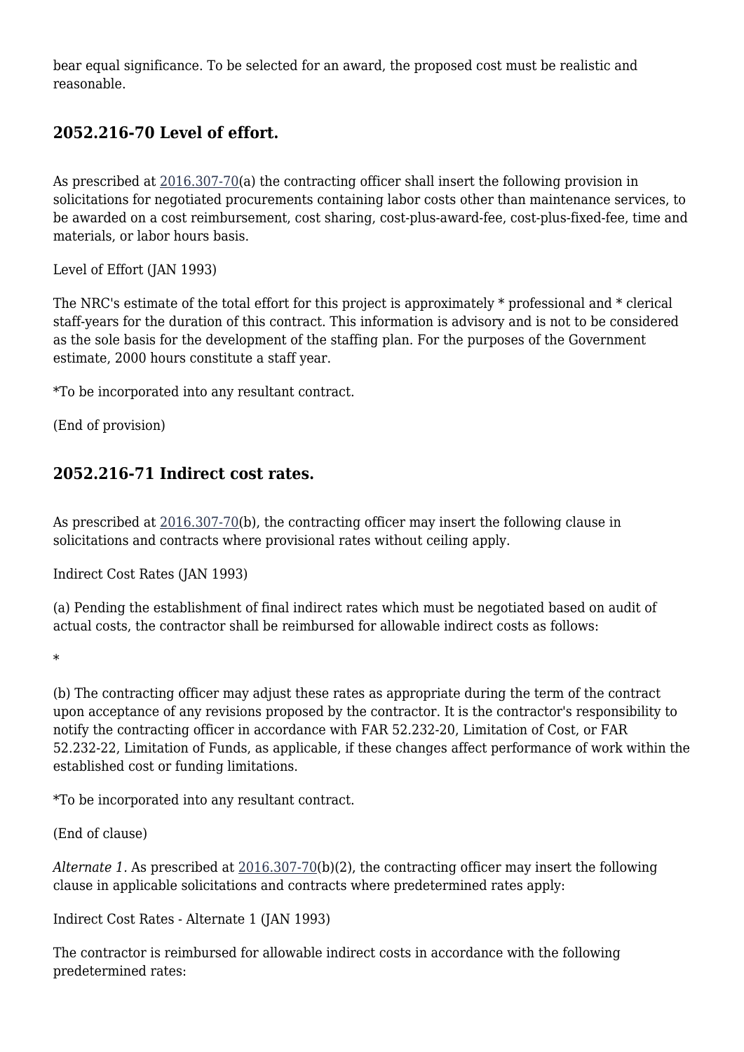bear equal significance. To be selected for an award, the proposed cost must be realistic and reasonable.

## 2052.216-70 Level of effort.

As prescribed at 2016.307-70(a) the contracting officer shall insert the following provision in solicitations for negotiated procurements containing labor costs other than maintenance services, to be awarded on a cost reimbursement, cost sharing, cost-plus-award-fee, cost-plus-fixed-fee, time and materials, or labor hours basis.

Level of Effort (JAN 1993)

The NRC's estimate of the total effort for this project is approximately * professional and * clerical staff-years for the duration of this contract. This information is advisory and is not to be considered as the sole basis for the development of the staffing plan. For the purposes of the Government estimate, 2000 hours constitute a staff year.

*To be incorporated into any resultant contract.

(End of provision)

## 2052.216-71 Indirect cost rates.

As prescribed at 2016.307-70(b), the contracting officer may insert the following clause in solicitations and contracts where provisional rates without ceiling apply.

Indirect Cost Rates (JAN 1993)

(a) Pending the establishment of final indirect rates which must be negotiated based on audit of actual costs, the contractor shall be reimbursed for allowable indirect costs as follows:

*

(b) The contracting officer may adjust these rates as appropriate during the term of the contract upon acceptance of any revisions proposed by the contractor. It is the contractor's responsibility to notify the contracting officer in accordance with FAR 52.232-20, Limitation of Cost, or FAR 52.232-22, Limitation of Funds, as applicable, if these changes affect performance of work within the established cost or funding limitations.

*To be incorporated into any resultant contract.

(End of clause)

*Alternate 1.* As prescribed at 2016.307-70(b)(2), the contracting officer may insert the following clause in applicable solicitations and contracts where predetermined rates apply:

Indirect Cost Rates - Alternate 1 (JAN 1993)

The contractor is reimbursed for allowable indirect costs in accordance with the following predetermined rates: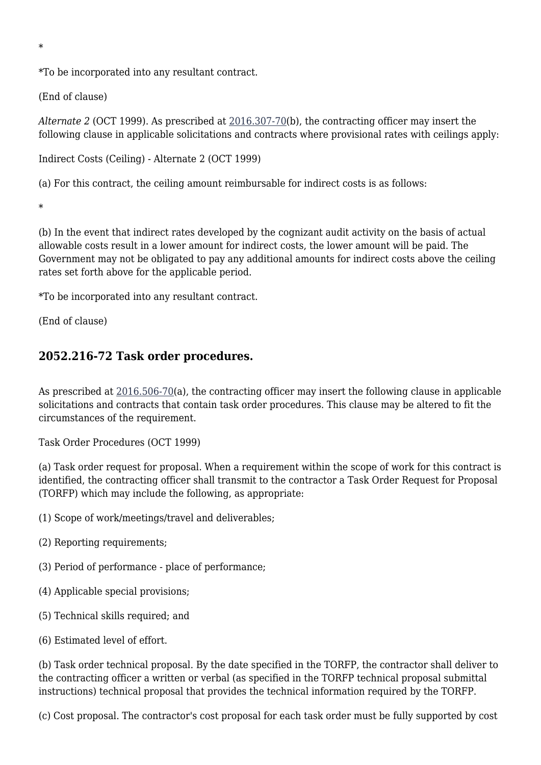*

*To be incorporated into any resultant contract.

(End of clause)

*Alternate 2* (OCT 1999). As prescribed at 2016.307-70(b), the contracting officer may insert the following clause in applicable solicitations and contracts where provisional rates with ceilings apply:

Indirect Costs (Ceiling) - Alternate 2 (OCT 1999)

(a) For this contract, the ceiling amount reimbursable for indirect costs is as follows:

*

(b) In the event that indirect rates developed by the cognizant audit activity on the basis of actual allowable costs result in a lower amount for indirect costs, the lower amount will be paid. The Government may not be obligated to pay any additional amounts for indirect costs above the ceiling rates set forth above for the applicable period.

*To be incorporated into any resultant contract.

(End of clause)

## 2052.216-72 Task order procedures.

As prescribed at 2016.506-70(a), the contracting officer may insert the following clause in applicable solicitations and contracts that contain task order procedures. This clause may be altered to fit the circumstances of the requirement.

Task Order Procedures (OCT 1999)

(a) Task order request for proposal. When a requirement within the scope of work for this contract is identified, the contracting officer shall transmit to the contractor a Task Order Request for Proposal (TORFP) which may include the following, as appropriate:

(1) Scope of work/meetings/travel and deliverables;

(2) Reporting requirements;

(3) Period of performance - place of performance;

(4) Applicable special provisions;

(5) Technical skills required; and

(6) Estimated level of effort.

(b) Task order technical proposal. By the date specified in the TORFP, the contractor shall deliver to the contracting officer a written or verbal (as specified in the TORFP technical proposal submittal instructions) technical proposal that provides the technical information required by the TORFP.

(c) Cost proposal. The contractor's cost proposal for each task order must be fully supported by cost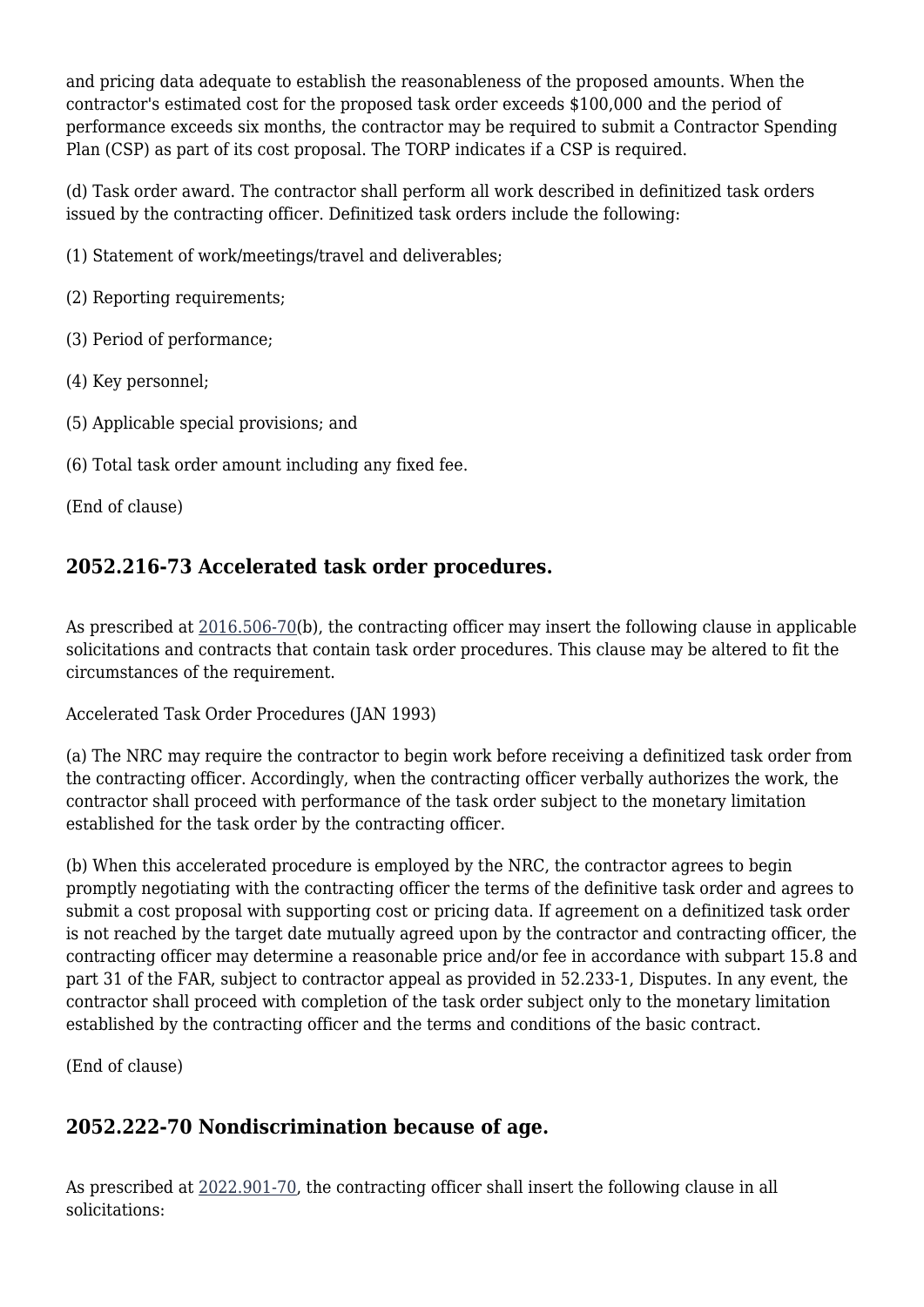and pricing data adequate to establish the reasonableness of the proposed amounts. When the contractor's estimated cost for the proposed task order exceeds $100,000 and the period of performance exceeds six months, the contractor may be required to submit a Contractor Spending Plan (CSP) as part of its cost proposal. The TORP indicates if a CSP is required.

(d) Task order award. The contractor shall perform all work described in definitized task orders issued by the contracting officer. Definitized task orders include the following:

(1) Statement of work/meetings/travel and deliverables;

(2) Reporting requirements;

(3) Period of performance;

(4) Key personnel;

(5) Applicable special provisions; and

(6) Total task order amount including any fixed fee.

(End of clause)

## 2052.216-73 Accelerated task order procedures.

As prescribed at 2016.506-70(b), the contracting officer may insert the following clause in applicable solicitations and contracts that contain task order procedures. This clause may be altered to fit the circumstances of the requirement.

Accelerated Task Order Procedures (JAN 1993)

(a) The NRC may require the contractor to begin work before receiving a definitized task order from the contracting officer. Accordingly, when the contracting officer verbally authorizes the work, the contractor shall proceed with performance of the task order subject to the monetary limitation established for the task order by the contracting officer.

(b) When this accelerated procedure is employed by the NRC, the contractor agrees to begin promptly negotiating with the contracting officer the terms of the definitive task order and agrees to submit a cost proposal with supporting cost or pricing data. If agreement on a definitized task order is not reached by the target date mutually agreed upon by the contractor and contracting officer, the contracting officer may determine a reasonable price and/or fee in accordance with subpart 15.8 and part 31 of the FAR, subject to contractor appeal as provided in 52.233-1, Disputes. In any event, the contractor shall proceed with completion of the task order subject only to the monetary limitation established by the contracting officer and the terms and conditions of the basic contract.

(End of clause)

## 2052.222-70 Nondiscrimination because of age.

As prescribed at 2022.901-70, the contracting officer shall insert the following clause in all solicitations: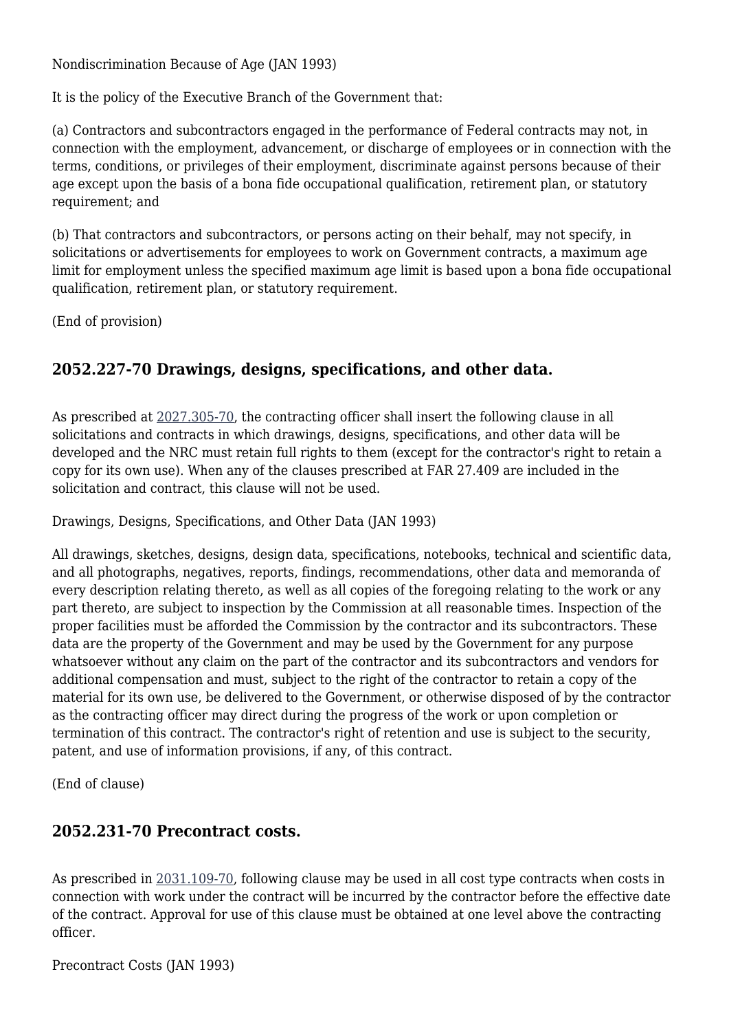Nondiscrimination Because of Age (JAN 1993)

It is the policy of the Executive Branch of the Government that:

(a) Contractors and subcontractors engaged in the performance of Federal contracts may not, in connection with the employment, advancement, or discharge of employees or in connection with the terms, conditions, or privileges of their employment, discriminate against persons because of their age except upon the basis of a bona fide occupational qualification, retirement plan, or statutory requirement; and

(b) That contractors and subcontractors, or persons acting on their behalf, may not specify, in solicitations or advertisements for employees to work on Government contracts, a maximum age limit for employment unless the specified maximum age limit is based upon a bona fide occupational qualification, retirement plan, or statutory requirement.

(End of provision)

## 2052.227-70 Drawings, designs, specifications, and other data.

As prescribed at 2027.305-70, the contracting officer shall insert the following clause in all solicitations and contracts in which drawings, designs, specifications, and other data will be developed and the NRC must retain full rights to them (except for the contractor's right to retain a copy for its own use). When any of the clauses prescribed at FAR 27.409 are included in the solicitation and contract, this clause will not be used.

Drawings, Designs, Specifications, and Other Data (JAN 1993)

All drawings, sketches, designs, design data, specifications, notebooks, technical and scientific data, and all photographs, negatives, reports, findings, recommendations, other data and memoranda of every description relating thereto, as well as all copies of the foregoing relating to the work or any part thereto, are subject to inspection by the Commission at all reasonable times. Inspection of the proper facilities must be afforded the Commission by the contractor and its subcontractors. These data are the property of the Government and may be used by the Government for any purpose whatsoever without any claim on the part of the contractor and its subcontractors and vendors for additional compensation and must, subject to the right of the contractor to retain a copy of the material for its own use, be delivered to the Government, or otherwise disposed of by the contractor as the contracting officer may direct during the progress of the work or upon completion or termination of this contract. The contractor's right of retention and use is subject to the security, patent, and use of information provisions, if any, of this contract.

(End of clause)

## 2052.231-70 Precontract costs.

As prescribed in 2031.109-70, following clause may be used in all cost type contracts when costs in connection with work under the contract will be incurred by the contractor before the effective date of the contract. Approval for use of this clause must be obtained at one level above the contracting officer.

Precontract Costs (JAN 1993)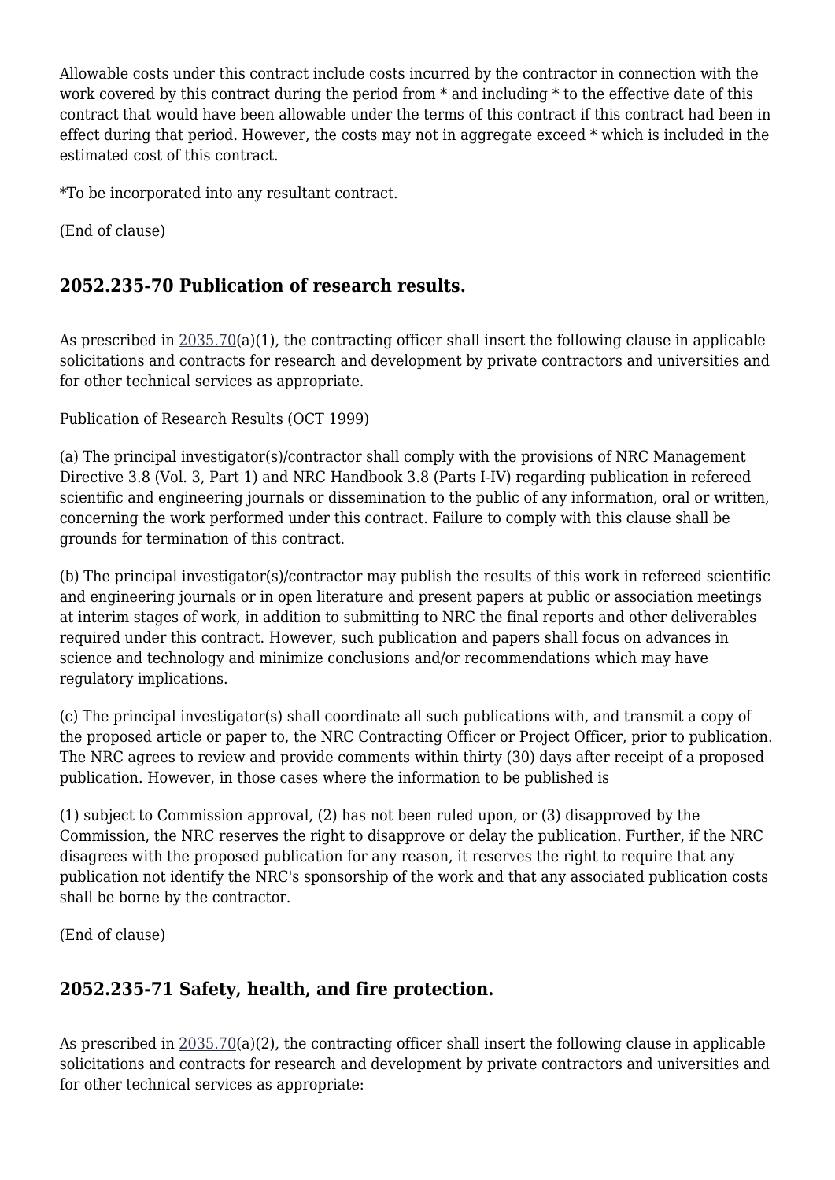Allowable costs under this contract include costs incurred by the contractor in connection with the work covered by this contract during the period from * and including * to the effective date of this contract that would have been allowable under the terms of this contract if this contract had been in effect during that period. However, the costs may not in aggregate exceed * which is included in the estimated cost of this contract.

*To be incorporated into any resultant contract.

(End of clause)

## 2052.235-70 Publication of research results.

As prescribed in 2035.70(a)(1), the contracting officer shall insert the following clause in applicable solicitations and contracts for research and development by private contractors and universities and for other technical services as appropriate.

Publication of Research Results (OCT 1999)

(a) The principal investigator(s)/contractor shall comply with the provisions of NRC Management Directive 3.8 (Vol. 3, Part 1) and NRC Handbook 3.8 (Parts I-IV) regarding publication in refereed scientific and engineering journals or dissemination to the public of any information, oral or written, concerning the work performed under this contract. Failure to comply with this clause shall be grounds for termination of this contract.

(b) The principal investigator(s)/contractor may publish the results of this work in refereed scientific and engineering journals or in open literature and present papers at public or association meetings at interim stages of work, in addition to submitting to NRC the final reports and other deliverables required under this contract. However, such publication and papers shall focus on advances in science and technology and minimize conclusions and/or recommendations which may have regulatory implications.

(c) The principal investigator(s) shall coordinate all such publications with, and transmit a copy of the proposed article or paper to, the NRC Contracting Officer or Project Officer, prior to publication. The NRC agrees to review and provide comments within thirty (30) days after receipt of a proposed publication. However, in those cases where the information to be published is

(1) subject to Commission approval, (2) has not been ruled upon, or (3) disapproved by the Commission, the NRC reserves the right to disapprove or delay the publication. Further, if the NRC disagrees with the proposed publication for any reason, it reserves the right to require that any publication not identify the NRC's sponsorship of the work and that any associated publication costs shall be borne by the contractor.

(End of clause)

## 2052.235-71 Safety, health, and fire protection.

As prescribed in 2035.70(a)(2), the contracting officer shall insert the following clause in applicable solicitations and contracts for research and development by private contractors and universities and for other technical services as appropriate: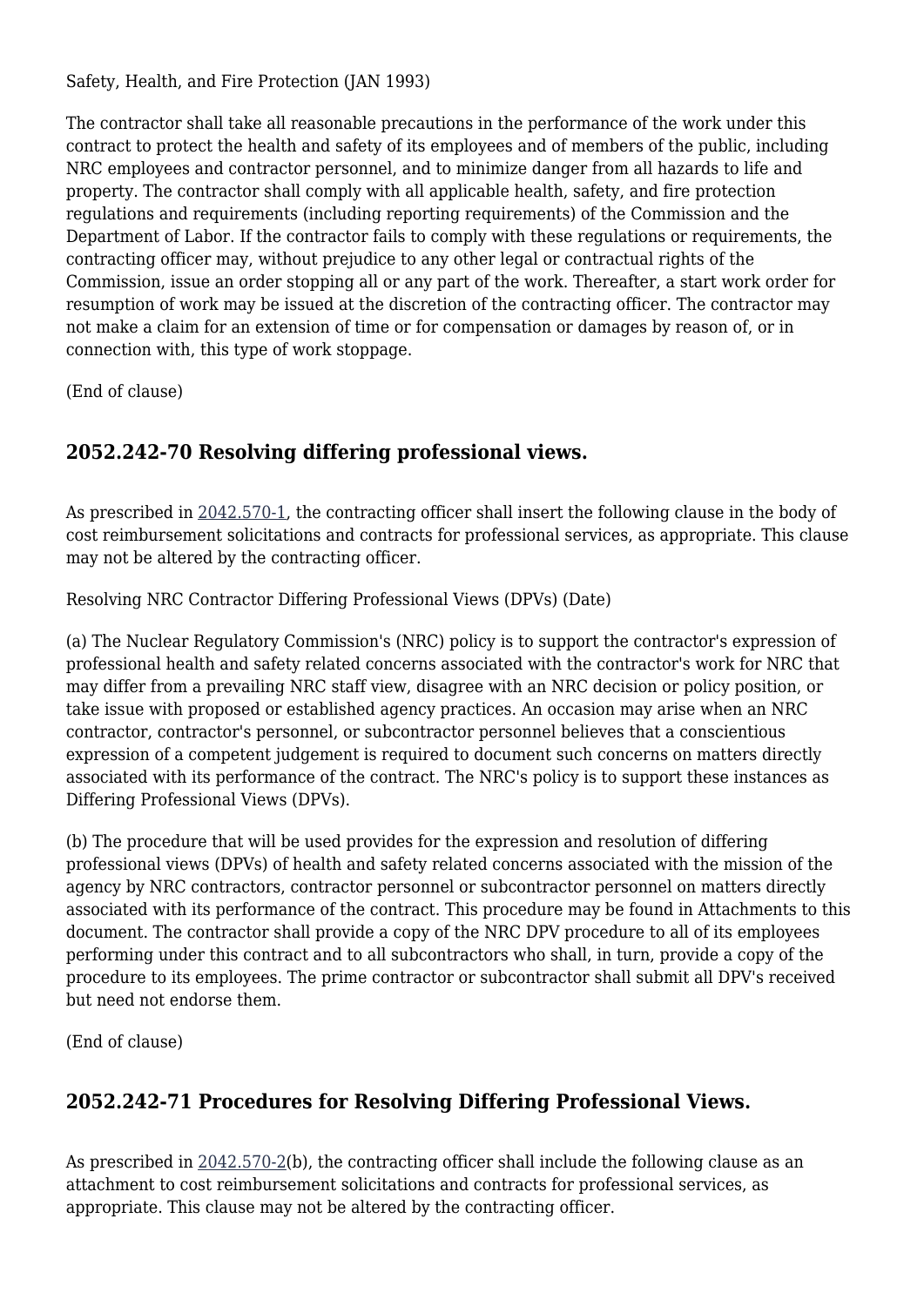Safety, Health, and Fire Protection (JAN 1993)

The contractor shall take all reasonable precautions in the performance of the work under this contract to protect the health and safety of its employees and of members of the public, including NRC employees and contractor personnel, and to minimize danger from all hazards to life and property. The contractor shall comply with all applicable health, safety, and fire protection regulations and requirements (including reporting requirements) of the Commission and the Department of Labor. If the contractor fails to comply with these regulations or requirements, the contracting officer may, without prejudice to any other legal or contractual rights of the Commission, issue an order stopping all or any part of the work. Thereafter, a start work order for resumption of work may be issued at the discretion of the contracting officer. The contractor may not make a claim for an extension of time or for compensation or damages by reason of, or in connection with, this type of work stoppage.

(End of clause)

## 2052.242-70 Resolving differing professional views.

As prescribed in 2042.570-1, the contracting officer shall insert the following clause in the body of cost reimbursement solicitations and contracts for professional services, as appropriate. This clause may not be altered by the contracting officer.

Resolving NRC Contractor Differing Professional Views (DPVs) (Date)

(a) The Nuclear Regulatory Commission's (NRC) policy is to support the contractor's expression of professional health and safety related concerns associated with the contractor's work for NRC that may differ from a prevailing NRC staff view, disagree with an NRC decision or policy position, or take issue with proposed or established agency practices. An occasion may arise when an NRC contractor, contractor's personnel, or subcontractor personnel believes that a conscientious expression of a competent judgement is required to document such concerns on matters directly associated with its performance of the contract. The NRC's policy is to support these instances as Differing Professional Views (DPVs).

(b) The procedure that will be used provides for the expression and resolution of differing professional views (DPVs) of health and safety related concerns associated with the mission of the agency by NRC contractors, contractor personnel or subcontractor personnel on matters directly associated with its performance of the contract. This procedure may be found in Attachments to this document. The contractor shall provide a copy of the NRC DPV procedure to all of its employees performing under this contract and to all subcontractors who shall, in turn, provide a copy of the procedure to its employees. The prime contractor or subcontractor shall submit all DPV's received but need not endorse them.

(End of clause)

## 2052.242-71 Procedures for Resolving Differing Professional Views.

As prescribed in 2042.570-2(b), the contracting officer shall include the following clause as an attachment to cost reimbursement solicitations and contracts for professional services, as appropriate. This clause may not be altered by the contracting officer.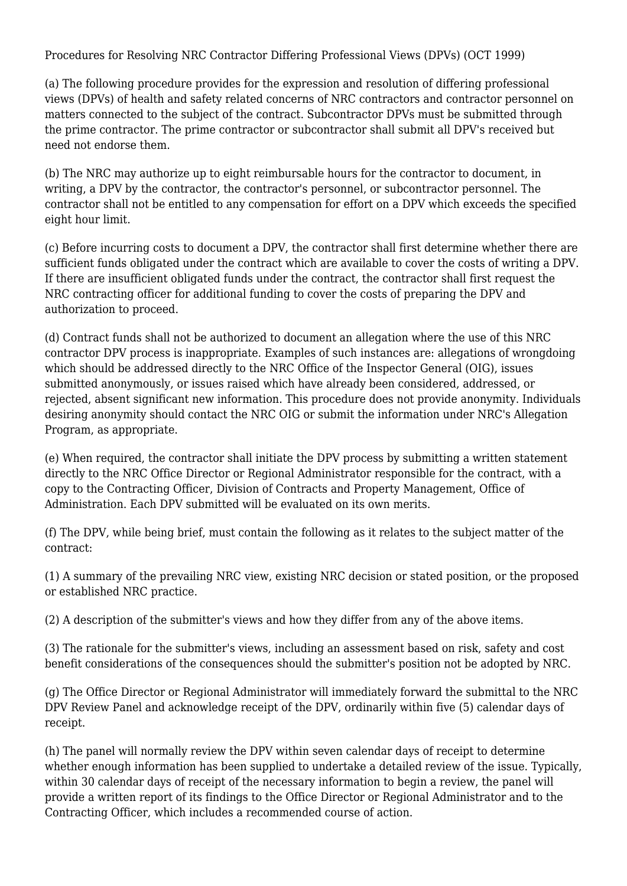Procedures for Resolving NRC Contractor Differing Professional Views (DPVs) (OCT 1999)

(a) The following procedure provides for the expression and resolution of differing professional views (DPVs) of health and safety related concerns of NRC contractors and contractor personnel on matters connected to the subject of the contract. Subcontractor DPVs must be submitted through the prime contractor. The prime contractor or subcontractor shall submit all DPV's received but need not endorse them.

(b) The NRC may authorize up to eight reimbursable hours for the contractor to document, in writing, a DPV by the contractor, the contractor's personnel, or subcontractor personnel. The contractor shall not be entitled to any compensation for effort on a DPV which exceeds the specified eight hour limit.

(c) Before incurring costs to document a DPV, the contractor shall first determine whether there are sufficient funds obligated under the contract which are available to cover the costs of writing a DPV. If there are insufficient obligated funds under the contract, the contractor shall first request the NRC contracting officer for additional funding to cover the costs of preparing the DPV and authorization to proceed.

(d) Contract funds shall not be authorized to document an allegation where the use of this NRC contractor DPV process is inappropriate. Examples of such instances are: allegations of wrongdoing which should be addressed directly to the NRC Office of the Inspector General (OIG), issues submitted anonymously, or issues raised which have already been considered, addressed, or rejected, absent significant new information. This procedure does not provide anonymity. Individuals desiring anonymity should contact the NRC OIG or submit the information under NRC's Allegation Program, as appropriate.

(e) When required, the contractor shall initiate the DPV process by submitting a written statement directly to the NRC Office Director or Regional Administrator responsible for the contract, with a copy to the Contracting Officer, Division of Contracts and Property Management, Office of Administration. Each DPV submitted will be evaluated on its own merits.

(f) The DPV, while being brief, must contain the following as it relates to the subject matter of the contract:

(1) A summary of the prevailing NRC view, existing NRC decision or stated position, or the proposed or established NRC practice.

(2) A description of the submitter's views and how they differ from any of the above items.

(3) The rationale for the submitter's views, including an assessment based on risk, safety and cost benefit considerations of the consequences should the submitter's position not be adopted by NRC.

(g) The Office Director or Regional Administrator will immediately forward the submittal to the NRC DPV Review Panel and acknowledge receipt of the DPV, ordinarily within five (5) calendar days of receipt.

(h) The panel will normally review the DPV within seven calendar days of receipt to determine whether enough information has been supplied to undertake a detailed review of the issue. Typically, within 30 calendar days of receipt of the necessary information to begin a review, the panel will provide a written report of its findings to the Office Director or Regional Administrator and to the Contracting Officer, which includes a recommended course of action.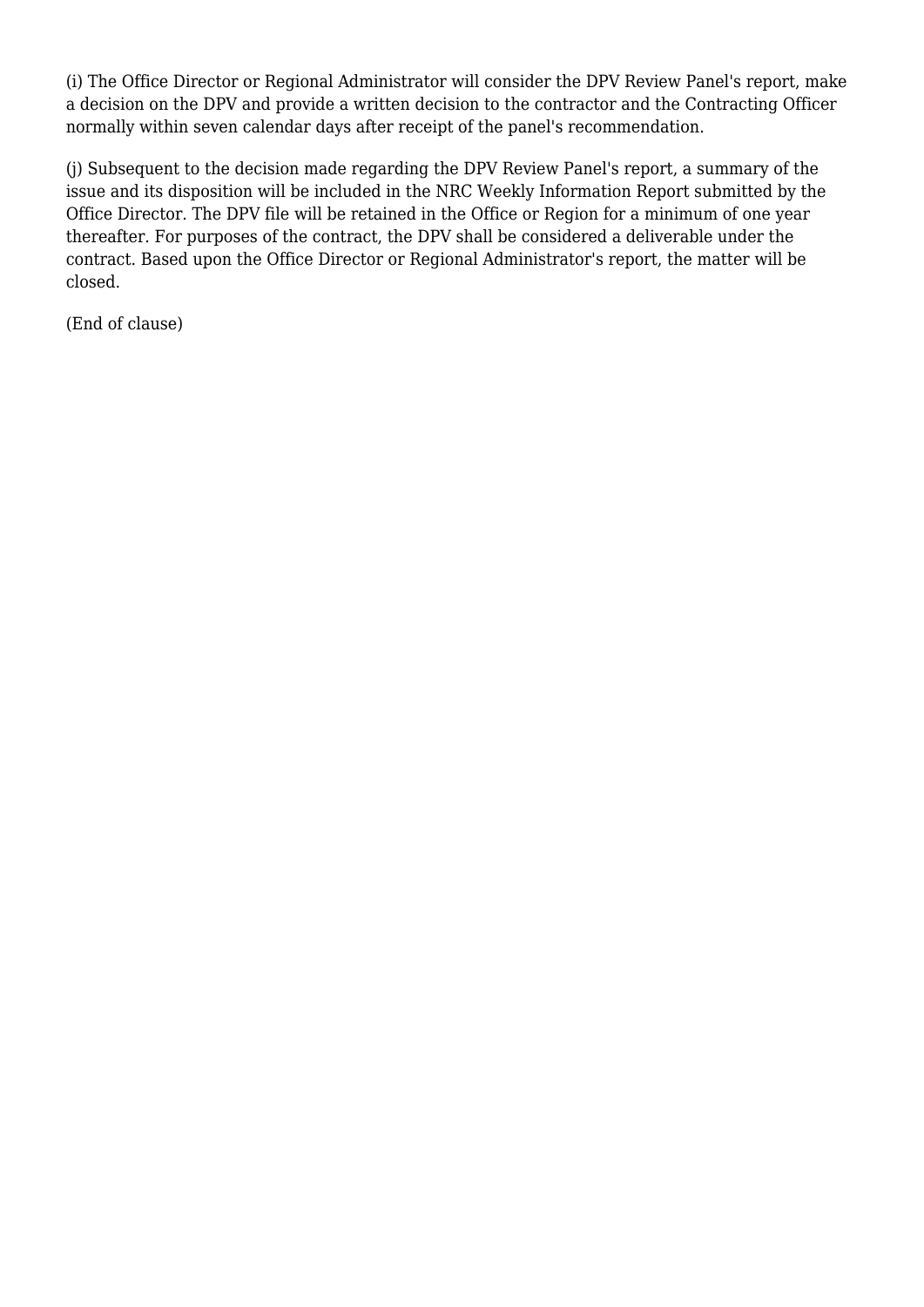(i) The Office Director or Regional Administrator will consider the DPV Review Panel's report, make a decision on the DPV and provide a written decision to the contractor and the Contracting Officer normally within seven calendar days after receipt of the panel's recommendation.

(j) Subsequent to the decision made regarding the DPV Review Panel's report, a summary of the issue and its disposition will be included in the NRC Weekly Information Report submitted by the Office Director. The DPV file will be retained in the Office or Region for a minimum of one year thereafter. For purposes of the contract, the DPV shall be considered a deliverable under the contract. Based upon the Office Director or Regional Administrator's report, the matter will be closed.

(End of clause)